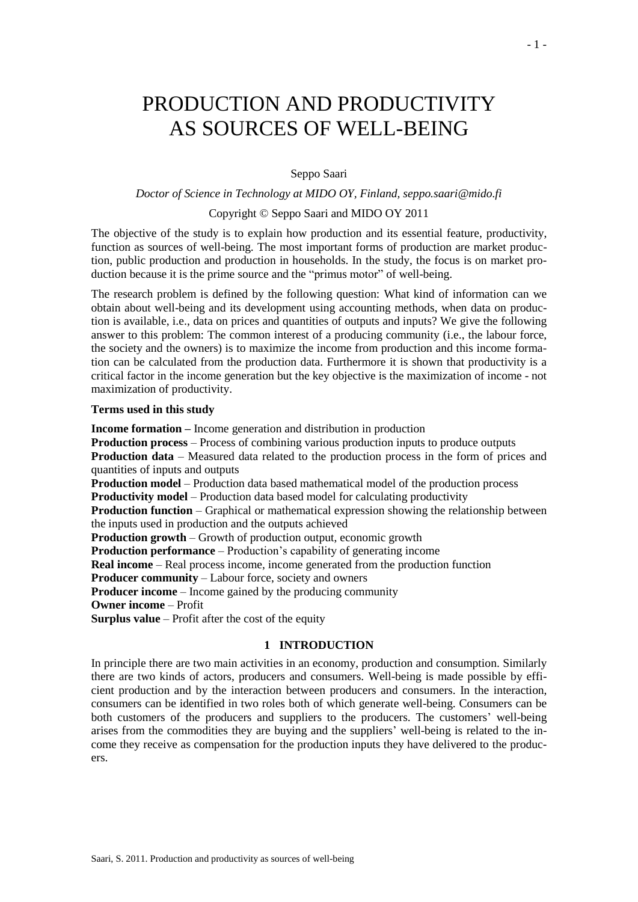# PRODUCTION AND PRODUCTIVITY AS SOURCES OF WELL-BEING

Seppo Saari

*Doctor of Science in Technology at MIDO OY, Finland, seppo.saari@mido.fi*

Copyright © Seppo Saari and MIDO OY 2011

The objective of the study is to explain how production and its essential feature, productivity, function as sources of well-being. The most important forms of production are market production, public production and production in households. In the study, the focus is on market production because it is the prime source and the "primus motor" of well-being.

The research problem is defined by the following question: What kind of information can we obtain about well-being and its development using accounting methods, when data on production is available, i.e., data on prices and quantities of outputs and inputs? We give the following answer to this problem: The common interest of a producing community (i.e., the labour force, the society and the owners) is to maximize the income from production and this income formation can be calculated from the production data. Furthermore it is shown that productivity is a critical factor in the income generation but the key objective is the maximization of income - not maximization of productivity.

**Terms used in this study**

**Income formation –** Income generation and distribution in production
**Production process** – Process of combining various production inputs to produce outputs
**Production data** – Measured data related to the production process in the form of prices and quantities of inputs and outputs
**Production model** – Production data based mathematical model of the production process
**Productivity model** – Production data based model for calculating productivity
**Production function** – Graphical or mathematical expression showing the relationship between the inputs used in production and the outputs achieved
**Production growth** – Growth of production output, economic growth
**Production performance** – Production's capability of generating income
**Real income** – Real process income, income generated from the production function
**Producer community** – Labour force, society and owners
**Producer income** – Income gained by the producing community
**Owner income** – Profit
**Surplus value** – Profit after the cost of the equity

## 1 INTRODUCTION

In principle there are two main activities in an economy, production and consumption. Similarly there are two kinds of actors, producers and consumers. Well-being is made possible by efficient production and by the interaction between producers and consumers. In the interaction, consumers can be identified in two roles both of which generate well-being. Consumers can be both customers of the producers and suppliers to the producers. The customers' well-being arises from the commodities they are buying and the suppliers' well-being is related to the income they receive as compensation for the production inputs they have delivered to the producers.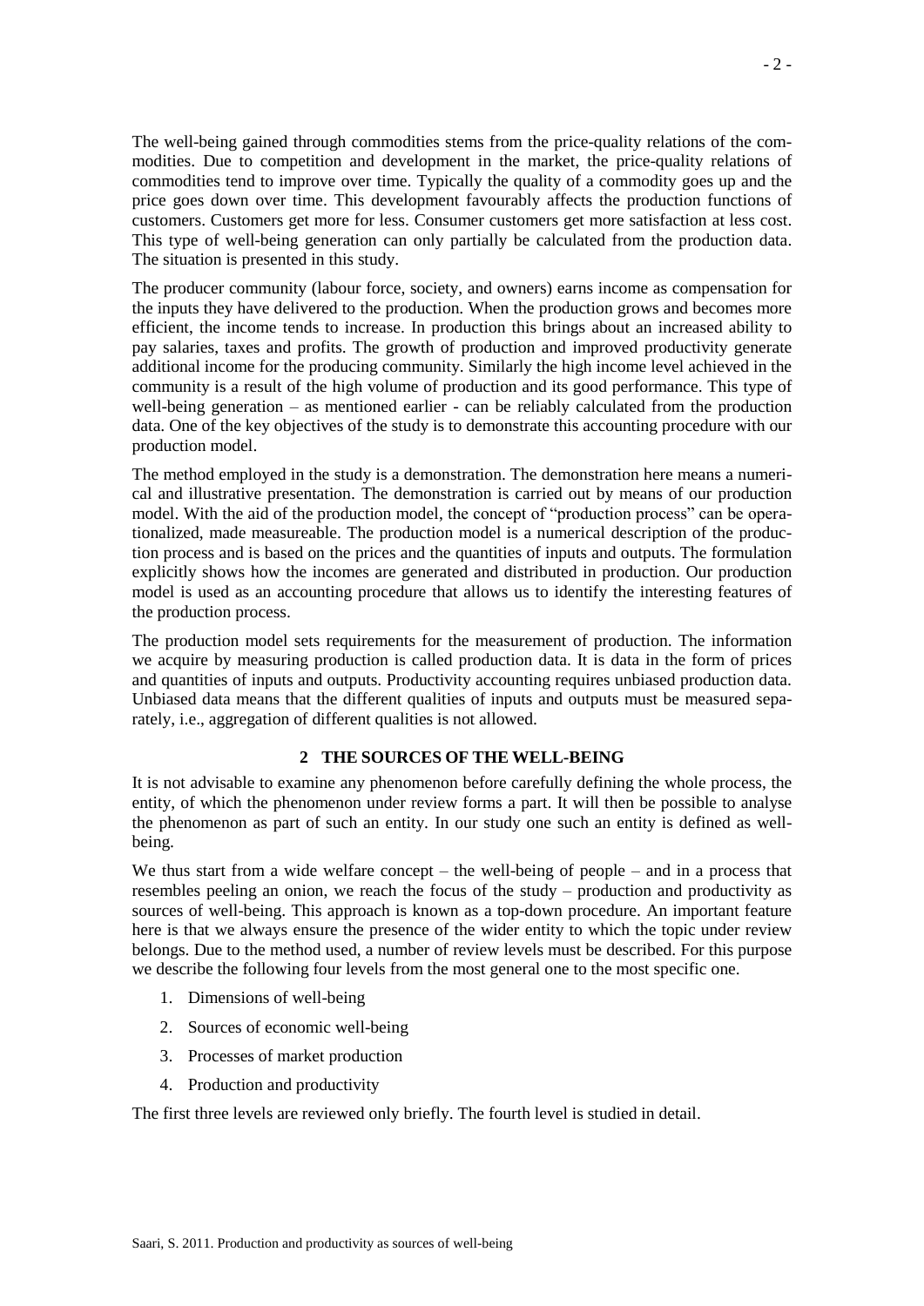The well-being gained through commodities stems from the price-quality relations of the commodities. Due to competition and development in the market, the price-quality relations of commodities tend to improve over time. Typically the quality of a commodity goes up and the price goes down over time. This development favourably affects the production functions of customers. Customers get more for less. Consumer customers get more satisfaction at less cost. This type of well-being generation can only partially be calculated from the production data. The situation is presented in this study.

The producer community (labour force, society, and owners) earns income as compensation for the inputs they have delivered to the production. When the production grows and becomes more efficient, the income tends to increase. In production this brings about an increased ability to pay salaries, taxes and profits. The growth of production and improved productivity generate additional income for the producing community. Similarly the high income level achieved in the community is a result of the high volume of production and its good performance. This type of well-being generation – as mentioned earlier - can be reliably calculated from the production data. One of the key objectives of the study is to demonstrate this accounting procedure with our production model.

The method employed in the study is a demonstration. The demonstration here means a numerical and illustrative presentation. The demonstration is carried out by means of our production model. With the aid of the production model, the concept of "production process" can be operationalized, made measureable. The production model is a numerical description of the production process and is based on the prices and the quantities of inputs and outputs. The formulation explicitly shows how the incomes are generated and distributed in production. Our production model is used as an accounting procedure that allows us to identify the interesting features of the production process.

The production model sets requirements for the measurement of production. The information we acquire by measuring production is called production data. It is data in the form of prices and quantities of inputs and outputs. Productivity accounting requires unbiased production data. Unbiased data means that the different qualities of inputs and outputs must be measured separately, i.e., aggregation of different qualities is not allowed.

## 2 THE SOURCES OF THE WELL-BEING

It is not advisable to examine any phenomenon before carefully defining the whole process, the entity, of which the phenomenon under review forms a part. It will then be possible to analyse the phenomenon as part of such an entity. In our study one such an entity is defined as well-being.

We thus start from a wide welfare concept – the well-being of people – and in a process that resembles peeling an onion, we reach the focus of the study – production and productivity as sources of well-being. This approach is known as a top-down procedure. An important feature here is that we always ensure the presence of the wider entity to which the topic under review belongs. Due to the method used, a number of review levels must be described. For this purpose we describe the following four levels from the most general one to the most specific one.

1. Dimensions of well-being
2. Sources of economic well-being
3. Processes of market production
4. Production and productivity

The first three levels are reviewed only briefly. The fourth level is studied in detail.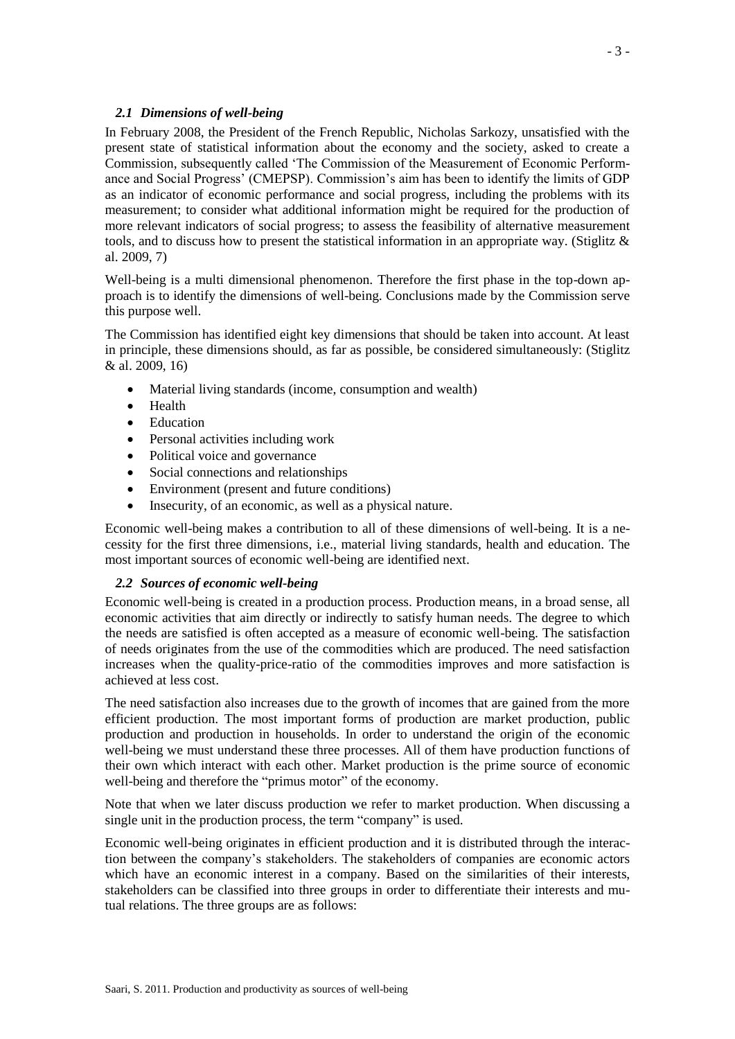### *2.1 Dimensions of well-being*

In February 2008, the President of the French Republic, Nicholas Sarkozy, unsatisfied with the present state of statistical information about the economy and the society, asked to create a Commission, subsequently called 'The Commission of the Measurement of Economic Performance and Social Progress' (CMEPSP). Commission's aim has been to identify the limits of GDP as an indicator of economic performance and social progress, including the problems with its measurement; to consider what additional information might be required for the production of more relevant indicators of social progress; to assess the feasibility of alternative measurement tools, and to discuss how to present the statistical information in an appropriate way. (Stiglitz & al. 2009, 7)

Well-being is a multi dimensional phenomenon. Therefore the first phase in the top-down approach is to identify the dimensions of well-being. Conclusions made by the Commission serve this purpose well.

The Commission has identified eight key dimensions that should be taken into account. At least in principle, these dimensions should, as far as possible, be considered simultaneously: (Stiglitz & al. 2009, 16)

- Material living standards (income, consumption and wealth)
- Health
- Education
- Personal activities including work
- Political voice and governance
- Social connections and relationships
- Environment (present and future conditions)
- Insecurity, of an economic, as well as a physical nature.

Economic well-being makes a contribution to all of these dimensions of well-being. It is a necessity for the first three dimensions, i.e., material living standards, health and education. The most important sources of economic well-being are identified next.

### *2.2 Sources of economic well-being*

Economic well-being is created in a production process. Production means, in a broad sense, all economic activities that aim directly or indirectly to satisfy human needs. The degree to which the needs are satisfied is often accepted as a measure of economic well-being. The satisfaction of needs originates from the use of the commodities which are produced. The need satisfaction increases when the quality-price-ratio of the commodities improves and more satisfaction is achieved at less cost.

The need satisfaction also increases due to the growth of incomes that are gained from the more efficient production. The most important forms of production are market production, public production and production in households. In order to understand the origin of the economic well-being we must understand these three processes. All of them have production functions of their own which interact with each other. Market production is the prime source of economic well-being and therefore the "primus motor" of the economy.

Note that when we later discuss production we refer to market production. When discussing a single unit in the production process, the term "company" is used.

Economic well-being originates in efficient production and it is distributed through the interaction between the company's stakeholders. The stakeholders of companies are economic actors which have an economic interest in a company. Based on the similarities of their interests, stakeholders can be classified into three groups in order to differentiate their interests and mutual relations. The three groups are as follows: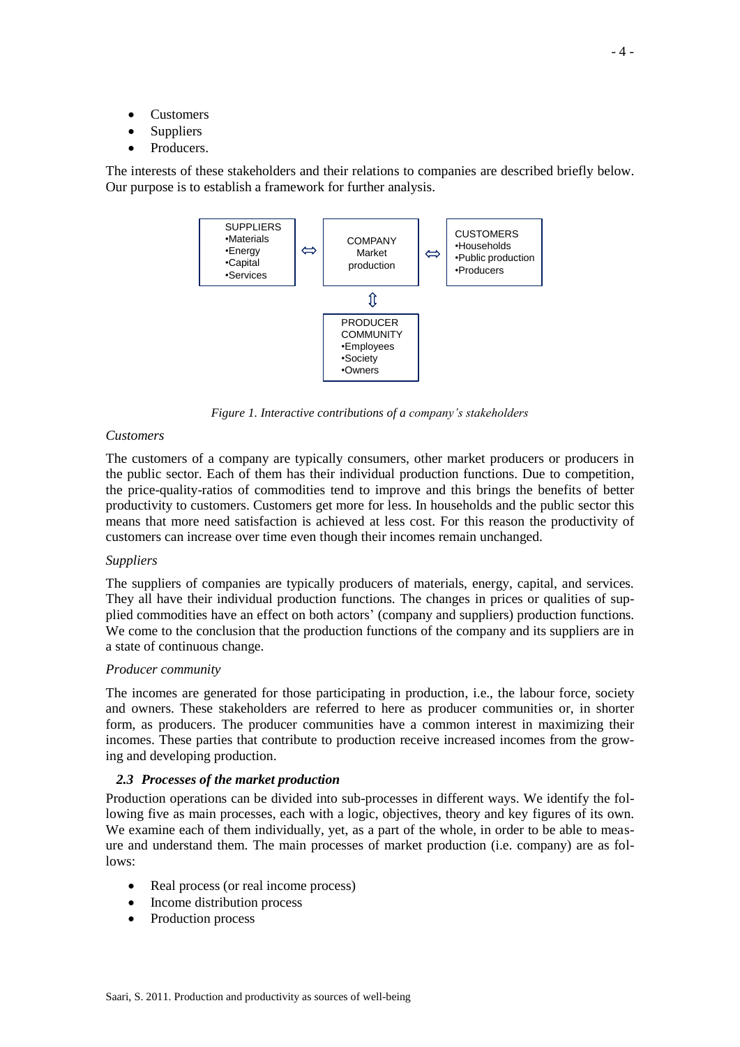- Customers
- Suppliers
- Producers.

The interests of these stakeholders and their relations to companies are described briefly below. Our purpose is to establish a framework for further analysis.

| SUPPLIERS | | COMPANY | | CUSTOMERS |
|---|---|---|---|---|
| •Materials<br>•Energy<br>•Capital<br>•Services | ⇔ | Market production | ⇔ | •Households<br>•Public production<br>•Producers |
| | | ⇕ | | |
| | | PRODUCER COMMUNITY<br>•Employees<br>•Society<br>•Owners | | |

*Figure 1. Interactive contributions of a company's stakeholders*

*Customers*

The customers of a company are typically consumers, other market producers or producers in the public sector. Each of them has their individual production functions. Due to competition, the price-quality-ratios of commodities tend to improve and this brings the benefits of better productivity to customers. Customers get more for less. In households and the public sector this means that more need satisfaction is achieved at less cost. For this reason the productivity of customers can increase over time even though their incomes remain unchanged.

*Suppliers*

The suppliers of companies are typically producers of materials, energy, capital, and services. They all have their individual production functions. The changes in prices or qualities of supplied commodities have an effect on both actors' (company and suppliers) production functions. We come to the conclusion that the production functions of the company and its suppliers are in a state of continuous change.

*Producer community*

The incomes are generated for those participating in production, i.e., the labour force, society and owners. These stakeholders are referred to here as producer communities or, in shorter form, as producers. The producer communities have a common interest in maximizing their incomes. These parties that contribute to production receive increased incomes from the growing and developing production.

### *2.3 Processes of the market production*

Production operations can be divided into sub-processes in different ways. We identify the following five as main processes, each with a logic, objectives, theory and key figures of its own. We examine each of them individually, yet, as a part of the whole, in order to be able to measure and understand them. The main processes of market production (i.e. company) are as follows:

- Real process (or real income process)
- Income distribution process
- Production process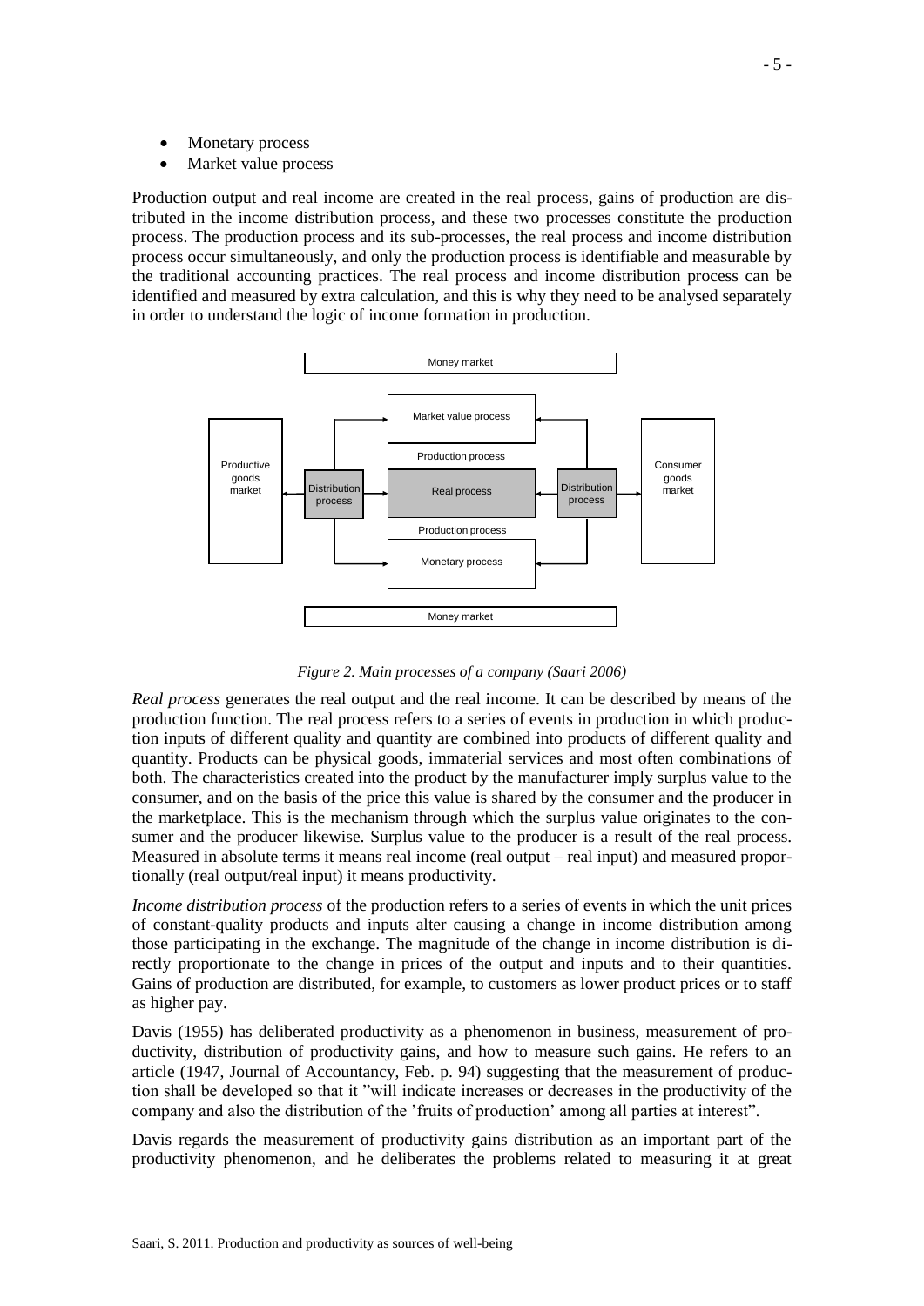- Monetary process
- Market value process

Production output and real income are created in the real process, gains of production are distributed in the income distribution process, and these two processes constitute the production process. The production process and its sub-processes, the real process and income distribution process occur simultaneously, and only the production process is identifiable and measurable by the traditional accounting practices. The real process and income distribution process can be identified and measured by extra calculation, and this is why they need to be analysed separately in order to understand the logic of income formation in production.

*Figure 2. Main processes of a company (Saari 2006)*

*Real process* generates the real output and the real income. It can be described by means of the production function. The real process refers to a series of events in production in which production inputs of different quality and quantity are combined into products of different quality and quantity. Products can be physical goods, immaterial services and most often combinations of both. The characteristics created into the product by the manufacturer imply surplus value to the consumer, and on the basis of the price this value is shared by the consumer and the producer in the marketplace. This is the mechanism through which the surplus value originates to the consumer and the producer likewise. Surplus value to the producer is a result of the real process. Measured in absolute terms it means real income (real output – real input) and measured proportionally (real output/real input) it means productivity.

*Income distribution process* of the production refers to a series of events in which the unit prices of constant-quality products and inputs alter causing a change in income distribution among those participating in the exchange. The magnitude of the change in income distribution is directly proportionate to the change in prices of the output and inputs and to their quantities. Gains of production are distributed, for example, to customers as lower product prices or to staff as higher pay.

Davis (1955) has deliberated productivity as a phenomenon in business, measurement of productivity, distribution of productivity gains, and how to measure such gains. He refers to an article (1947, Journal of Accountancy, Feb. p. 94) suggesting that the measurement of production shall be developed so that it "will indicate increases or decreases in the productivity of the company and also the distribution of the 'fruits of production' among all parties at interest".

Davis regards the measurement of productivity gains distribution as an important part of the productivity phenomenon, and he deliberates the problems related to measuring it at great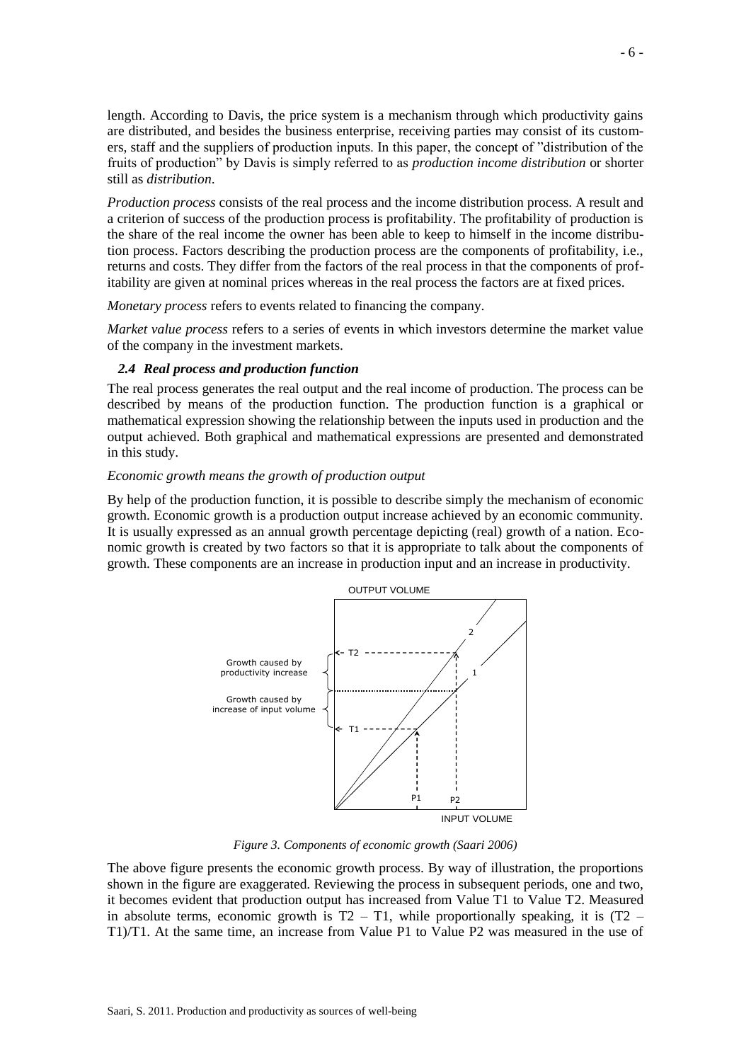length. According to Davis, the price system is a mechanism through which productivity gains are distributed, and besides the business enterprise, receiving parties may consist of its customers, staff and the suppliers of production inputs. In this paper, the concept of "distribution of the fruits of production" by Davis is simply referred to as *production income distribution* or shorter still as *distribution*.

*Production process* consists of the real process and the income distribution process. A result and a criterion of success of the production process is profitability. The profitability of production is the share of the real income the owner has been able to keep to himself in the income distribution process. Factors describing the production process are the components of profitability, i.e., returns and costs. They differ from the factors of the real process in that the components of profitability are given at nominal prices whereas in the real process the factors are at fixed prices.

*Monetary process* refers to events related to financing the company.

*Market value process* refers to a series of events in which investors determine the market value of the company in the investment markets.

### *2.4 Real process and production function*

The real process generates the real output and the real income of production. The process can be described by means of the production function. The production function is a graphical or mathematical expression showing the relationship between the inputs used in production and the output achieved. Both graphical and mathematical expressions are presented and demonstrated in this study.

*Economic growth means the growth of production output*

By help of the production function, it is possible to describe simply the mechanism of economic growth. Economic growth is a production output increase achieved by an economic community. It is usually expressed as an annual growth percentage depicting (real) growth of a nation. Economic growth is created by two factors so that it is appropriate to talk about the components of growth. These components are an increase in production input and an increase in productivity.

*Figure 3. Components of economic growth (Saari 2006)*

The above figure presents the economic growth process. By way of illustration, the proportions shown in the figure are exaggerated. Reviewing the process in subsequent periods, one and two, it becomes evident that production output has increased from Value T1 to Value T2. Measured in absolute terms, economic growth is T2 – T1, while proportionally speaking, it is (T2 – T1)/T1. At the same time, an increase from Value P1 to Value P2 was measured in the use of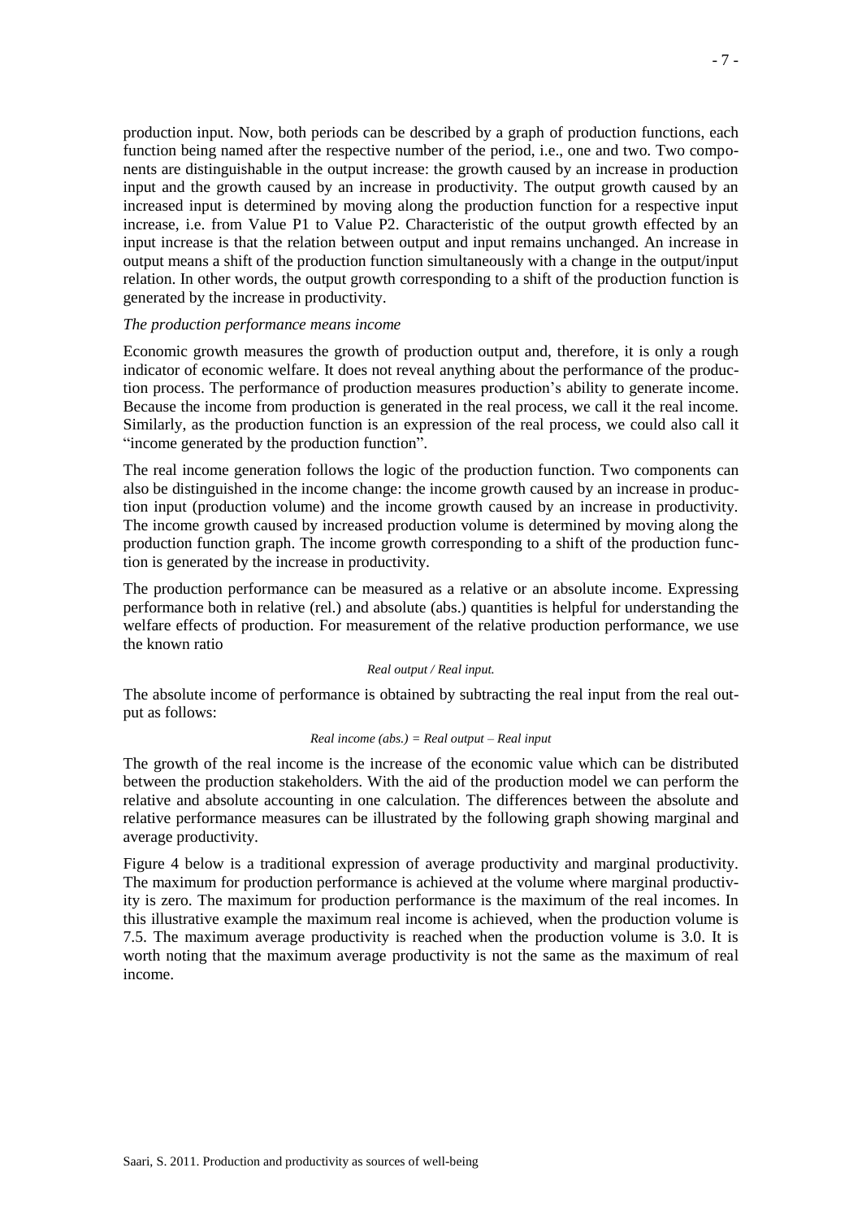production input. Now, both periods can be described by a graph of production functions, each function being named after the respective number of the period, i.e., one and two. Two components are distinguishable in the output increase: the growth caused by an increase in production input and the growth caused by an increase in productivity. The output growth caused by an increased input is determined by moving along the production function for a respective input increase, i.e. from Value P1 to Value P2. Characteristic of the output growth effected by an input increase is that the relation between output and input remains unchanged. An increase in output means a shift of the production function simultaneously with a change in the output/input relation. In other words, the output growth corresponding to a shift of the production function is generated by the increase in productivity.

*The production performance means income*

Economic growth measures the growth of production output and, therefore, it is only a rough indicator of economic welfare. It does not reveal anything about the performance of the production process. The performance of production measures production's ability to generate income. Because the income from production is generated in the real process, we call it the real income. Similarly, as the production function is an expression of the real process, we could also call it "income generated by the production function".

The real income generation follows the logic of the production function. Two components can also be distinguished in the income change: the income growth caused by an increase in production input (production volume) and the income growth caused by an increase in productivity. The income growth caused by increased production volume is determined by moving along the production function graph. The income growth corresponding to a shift of the production function is generated by the increase in productivity.

The production performance can be measured as a relative or an absolute income. Expressing performance both in relative (rel.) and absolute (abs.) quantities is helpful for understanding the welfare effects of production. For measurement of the relative production performance, we use the known ratio

*Real output / Real input.*

The absolute income of performance is obtained by subtracting the real input from the real output as follows:

*Real income (abs.) = Real output – Real input*

The growth of the real income is the increase of the economic value which can be distributed between the production stakeholders. With the aid of the production model we can perform the relative and absolute accounting in one calculation. The differences between the absolute and relative performance measures can be illustrated by the following graph showing marginal and average productivity.

Figure 4 below is a traditional expression of average productivity and marginal productivity. The maximum for production performance is achieved at the volume where marginal productivity is zero. The maximum for production performance is the maximum of the real incomes. In this illustrative example the maximum real income is achieved, when the production volume is 7.5. The maximum average productivity is reached when the production volume is 3.0. It is worth noting that the maximum average productivity is not the same as the maximum of real income.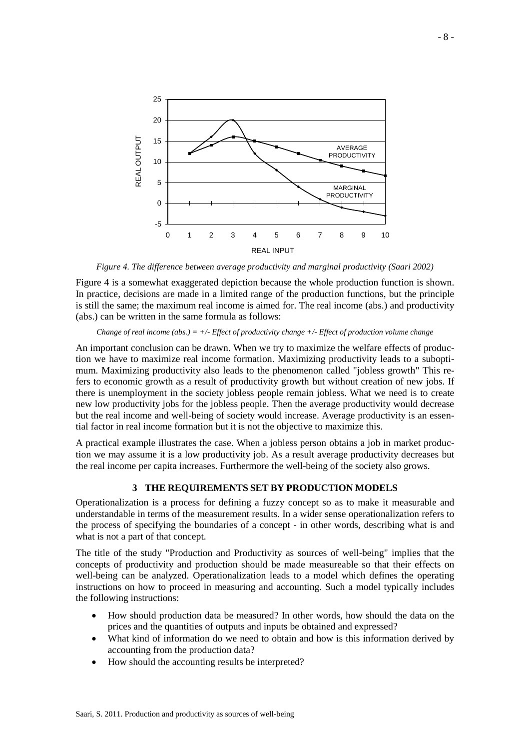*Figure 4. The difference between average productivity and marginal productivity (Saari 2002)*

Figure 4 is a somewhat exaggerated depiction because the whole production function is shown. In practice, decisions are made in a limited range of the production functions, but the principle is still the same; the maximum real income is aimed for. The real income (abs.) and productivity (abs.) can be written in the same formula as follows:

*Change of real income (abs.) = +/- Effect of productivity change +/- Effect of production volume change*

An important conclusion can be drawn. When we try to maximize the welfare effects of production we have to maximize real income formation. Maximizing productivity leads to a suboptimum. Maximizing productivity also leads to the phenomenon called "jobless growth" This refers to economic growth as a result of productivity growth but without creation of new jobs. If there is unemployment in the society jobless people remain jobless. What we need is to create new low productivity jobs for the jobless people. Then the average productivity would decrease but the real income and well-being of society would increase. Average productivity is an essential factor in real income formation but it is not the objective to maximize this.

A practical example illustrates the case. When a jobless person obtains a job in market production we may assume it is a low productivity job. As a result average productivity decreases but the real income per capita increases. Furthermore the well-being of the society also grows.

## 3 THE REQUIREMENTS SET BY PRODUCTION MODELS

Operationalization is a process for defining a fuzzy concept so as to make it measurable and understandable in terms of the measurement results. In a wider sense operationalization refers to the process of specifying the boundaries of a concept - in other words, describing what is and what is not a part of that concept.

The title of the study "Production and Productivity as sources of well-being" implies that the concepts of productivity and production should be made measureable so that their effects on well-being can be analyzed. Operationalization leads to a model which defines the operating instructions on how to proceed in measuring and accounting. Such a model typically includes the following instructions:

- How should production data be measured? In other words, how should the data on the prices and the quantities of outputs and inputs be obtained and expressed?
- What kind of information do we need to obtain and how is this information derived by accounting from the production data?
- How should the accounting results be interpreted?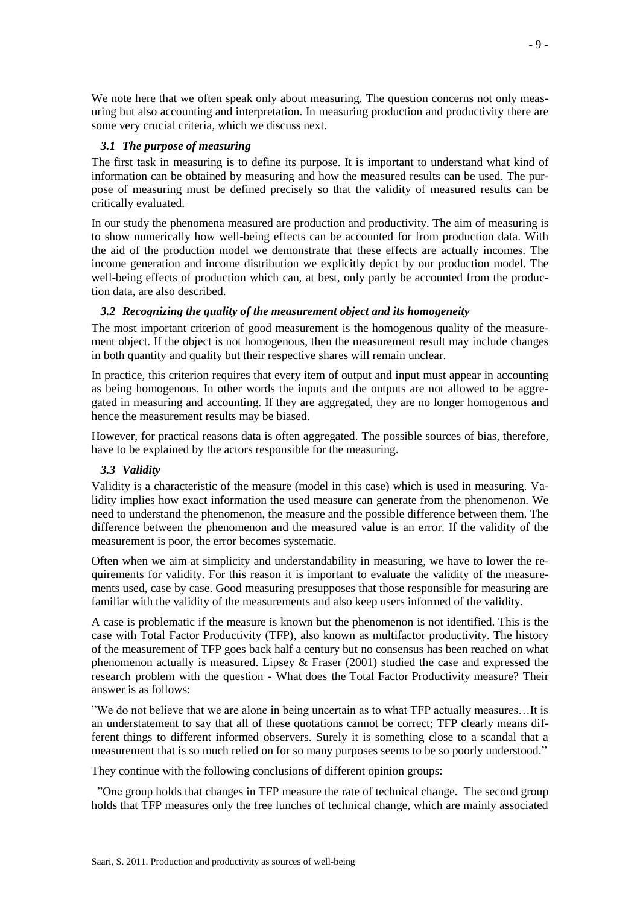We note here that we often speak only about measuring. The question concerns not only measuring but also accounting and interpretation. In measuring production and productivity there are some very crucial criteria, which we discuss next.

### *3.1 The purpose of measuring*

The first task in measuring is to define its purpose. It is important to understand what kind of information can be obtained by measuring and how the measured results can be used. The purpose of measuring must be defined precisely so that the validity of measured results can be critically evaluated.

In our study the phenomena measured are production and productivity. The aim of measuring is to show numerically how well-being effects can be accounted for from production data. With the aid of the production model we demonstrate that these effects are actually incomes. The income generation and income distribution we explicitly depict by our production model. The well-being effects of production which can, at best, only partly be accounted from the production data, are also described.

### *3.2 Recognizing the quality of the measurement object and its homogeneity*

The most important criterion of good measurement is the homogenous quality of the measurement object. If the object is not homogenous, then the measurement result may include changes in both quantity and quality but their respective shares will remain unclear.

In practice, this criterion requires that every item of output and input must appear in accounting as being homogenous. In other words the inputs and the outputs are not allowed to be aggregated in measuring and accounting. If they are aggregated, they are no longer homogenous and hence the measurement results may be biased.

However, for practical reasons data is often aggregated. The possible sources of bias, therefore, have to be explained by the actors responsible for the measuring.

### *3.3 Validity*

Validity is a characteristic of the measure (model in this case) which is used in measuring. Validity implies how exact information the used measure can generate from the phenomenon. We need to understand the phenomenon, the measure and the possible difference between them. The difference between the phenomenon and the measured value is an error. If the validity of the measurement is poor, the error becomes systematic.

Often when we aim at simplicity and understandability in measuring, we have to lower the requirements for validity. For this reason it is important to evaluate the validity of the measurements used, case by case. Good measuring presupposes that those responsible for measuring are familiar with the validity of the measurements and also keep users informed of the validity.

A case is problematic if the measure is known but the phenomenon is not identified. This is the case with Total Factor Productivity (TFP), also known as multifactor productivity. The history of the measurement of TFP goes back half a century but no consensus has been reached on what phenomenon actually is measured. Lipsey & Fraser (2001) studied the case and expressed the research problem with the question - What does the Total Factor Productivity measure? Their answer is as follows:

"We do not believe that we are alone in being uncertain as to what TFP actually measures…It is an understatement to say that all of these quotations cannot be correct; TFP clearly means different things to different informed observers. Surely it is something close to a scandal that a measurement that is so much relied on for so many purposes seems to be so poorly understood."

They continue with the following conclusions of different opinion groups:

"One group holds that changes in TFP measure the rate of technical change. The second group holds that TFP measures only the free lunches of technical change, which are mainly associated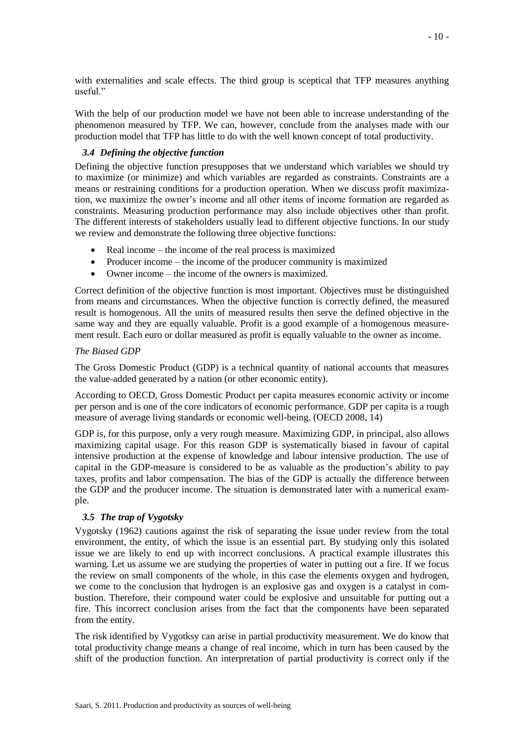with externalities and scale effects. The third group is sceptical that TFP measures anything useful."

With the help of our production model we have not been able to increase understanding of the phenomenon measured by TFP. We can, however, conclude from the analyses made with our production model that TFP has little to do with the well known concept of total productivity.

### *3.4 Defining the objective function*

Defining the objective function presupposes that we understand which variables we should try to maximize (or minimize) and which variables are regarded as constraints. Constraints are a means or restraining conditions for a production operation. When we discuss profit maximization, we maximize the owner's income and all other items of income formation are regarded as constraints. Measuring production performance may also include objectives other than profit. The different interests of stakeholders usually lead to different objective functions. In our study we review and demonstrate the following three objective functions:

- Real income – the income of the real process is maximized
- Producer income – the income of the producer community is maximized
- Owner income – the income of the owners is maximized.

Correct definition of the objective function is most important. Objectives must be distinguished from means and circumstances. When the objective function is correctly defined, the measured result is homogenous. All the units of measured results then serve the defined objective in the same way and they are equally valuable. Profit is a good example of a homogenous measurement result. Each euro or dollar measured as profit is equally valuable to the owner as income.

*The Biased GDP*

The Gross Domestic Product (GDP) is a technical quantity of national accounts that measures the value-added generated by a nation (or other economic entity).

According to OECD, Gross Domestic Product per capita measures economic activity or income per person and is one of the core indicators of economic performance. GDP per capita is a rough measure of average living standards or economic well-being. (OECD 2008, 14)

GDP is, for this purpose, only a very rough measure. Maximizing GDP, in principal, also allows maximizing capital usage. For this reason GDP is systematically biased in favour of capital intensive production at the expense of knowledge and labour intensive production. The use of capital in the GDP-measure is considered to be as valuable as the production's ability to pay taxes, profits and labor compensation. The bias of the GDP is actually the difference between the GDP and the producer income. The situation is demonstrated later with a numerical example.

### *3.5 The trap of Vygotsky*

Vygotsky (1962) cautions against the risk of separating the issue under review from the total environment, the entity, of which the issue is an essential part. By studying only this isolated issue we are likely to end up with incorrect conclusions. A practical example illustrates this warning. Let us assume we are studying the properties of water in putting out a fire. If we focus the review on small components of the whole, in this case the elements oxygen and hydrogen, we come to the conclusion that hydrogen is an explosive gas and oxygen is a catalyst in combustion. Therefore, their compound water could be explosive and unsuitable for putting out a fire. This incorrect conclusion arises from the fact that the components have been separated from the entity.

The risk identified by Vygotksy can arise in partial productivity measurement. We do know that total productivity change means a change of real income, which in turn has been caused by the shift of the production function. An interpretation of partial productivity is correct only if the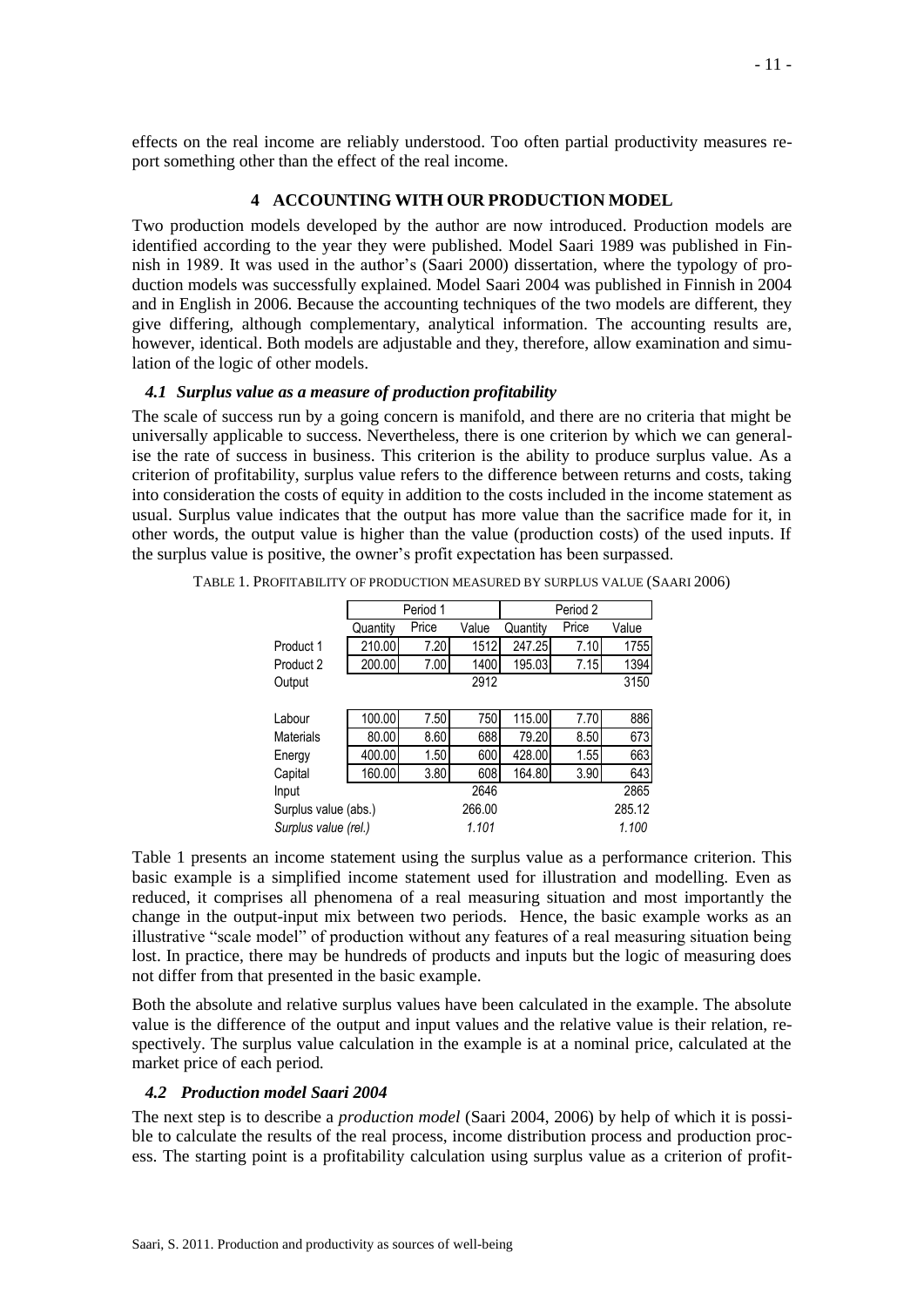effects on the real income are reliably understood. Too often partial productivity measures report something other than the effect of the real income.

## 4 ACCOUNTING WITH OUR PRODUCTION MODEL

Two production models developed by the author are now introduced. Production models are identified according to the year they were published. Model Saari 1989 was published in Finnish in 1989. It was used in the author's (Saari 2000) dissertation, where the typology of production models was successfully explained. Model Saari 2004 was published in Finnish in 2004 and in English in 2006. Because the accounting techniques of the two models are different, they give differing, although complementary, analytical information. The accounting results are, however, identical. Both models are adjustable and they, therefore, allow examination and simulation of the logic of other models.

### *4.1 Surplus value as a measure of production profitability*

The scale of success run by a going concern is manifold, and there are no criteria that might be universally applicable to success. Nevertheless, there is one criterion by which we can generalise the rate of success in business. This criterion is the ability to produce surplus value. As a criterion of profitability, surplus value refers to the difference between returns and costs, taking into consideration the costs of equity in addition to the costs included in the income statement as usual. Surplus value indicates that the output has more value than the sacrifice made for it, in other words, the output value is higher than the value (production costs) of the used inputs. If the surplus value is positive, the owner's profit expectation has been surpassed.

TABLE 1. PROFITABILITY OF PRODUCTION MEASURED BY SURPLUS VALUE (SAARI 2006)

| | Period 1 | | | Period 2 | | |
|---|---|---|---|---|---|---|
| | Quantity | Price | Value | Quantity | Price | Value |
| Product 1 | 210.00 | 7.20 | 1512 | 247.25 | 7.10 | 1755 |
| Product 2 | 200.00 | 7.00 | 1400 | 195.03 | 7.15 | 1394 |
| Output | | | 2912 | | | 3150 |
| Labour | 100.00 | 7.50 | 750 | 115.00 | 7.70 | 886 |
| Materials | 80.00 | 8.60 | 688 | 79.20 | 8.50 | 673 |
| Energy | 400.00 | 1.50 | 600 | 428.00 | 1.55 | 663 |
| Capital | 160.00 | 3.80 | 608 | 164.80 | 3.90 | 643 |
| Input | | | 2646 | | | 2865 |
| Surplus value (abs.) | | | 266.00 | | | 285.12 |
| *Surplus value (rel.)* | | | *1.101* | | | *1.100* |

Table 1 presents an income statement using the surplus value as a performance criterion. This basic example is a simplified income statement used for illustration and modelling. Even as reduced, it comprises all phenomena of a real measuring situation and most importantly the change in the output-input mix between two periods. Hence, the basic example works as an illustrative "scale model" of production without any features of a real measuring situation being lost. In practice, there may be hundreds of products and inputs but the logic of measuring does not differ from that presented in the basic example.

Both the absolute and relative surplus values have been calculated in the example. The absolute value is the difference of the output and input values and the relative value is their relation, respectively. The surplus value calculation in the example is at a nominal price, calculated at the market price of each period.

### *4.2 Production model Saari 2004*

The next step is to describe a *production model* (Saari 2004, 2006) by help of which it is possible to calculate the results of the real process, income distribution process and production process. The starting point is a profitability calculation using surplus value as a criterion of profit-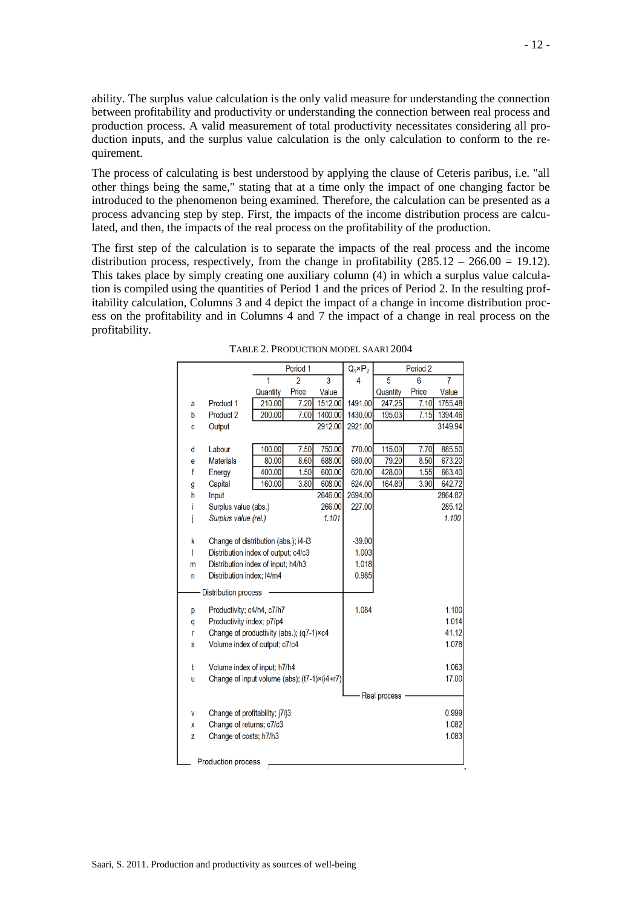ability. The surplus value calculation is the only valid measure for understanding the connection between profitability and productivity or understanding the connection between real process and production process. A valid measurement of total productivity necessitates considering all production inputs, and the surplus value calculation is the only calculation to conform to the requirement.

The process of calculating is best understood by applying the clause of Ceteris paribus, i.e. "all other things being the same," stating that at a time only the impact of one changing factor be introduced to the phenomenon being examined. Therefore, the calculation can be presented as a process advancing step by step. First, the impacts of the income distribution process are calculated, and then, the impacts of the real process on the profitability of the production.

The first step of the calculation is to separate the impacts of the real process and the income distribution process, respectively, from the change in profitability (285.12 – 266.00 = 19.12). This takes place by simply creating one auxiliary column (4) in which a surplus value calculation is compiled using the quantities of Period 1 and the prices of Period 2. In the resulting profitability calculation, Columns 3 and 4 depict the impact of a change in income distribution process on the profitability and in Columns 4 and 7 the impact of a change in real process on the profitability.

TABLE 2. PRODUCTION MODEL SAARI 2004

| | | Period 1 | | | $Q_1 \times P_2$ | Period 2 | | |
|---|---|---|---|---|---|---|---|---|
| | | 1 | 2 | 3 | 4 | 5 | 6 | 7 |
| | | Quantity | Price | Value | | Quantity | Price | Value |
| a | Product 1 | 210.00 | 7.20 | 1512.00 | 1491.00 | 247.25 | 7.10 | 1755.48 |
| b | Product 2 | 200.00 | 7.00 | 1400.00 | 1430.00 | 195.03 | 7.15 | 1394.46 |
| c | Output | | | 2912.00 | 2921.00 | | | 3149.94 |
| d | Labour | 100.00 | 7.50 | 750.00 | 770.00 | 115.00 | 7.70 | 885.50 |
| e | Materials | 80.00 | 8.60 | 688.00 | 680.00 | 79.20 | 8.50 | 673.20 |
| f | Energy | 400.00 | 1.50 | 600.00 | 620.00 | 428.00 | 1.55 | 663.40 |
| g | Capital | 160.00 | 3.80 | 608.00 | 624.00 | 164.80 | 3.90 | 642.72 |
| h | Input | | | 2646.00 | 2694.00 | | | 2864.82 |
| i | Surplus value (abs.) | | | 266.00 | 227.00 | | | 285.12 |
| j | *Surplus value (rel.)* | | | *1.101* | | | | *1.100* |
| k | Change of distribution (abs.); i4-i3 | | | | -39.00 | | | |
| l | Distribution index of output; c4/c3 | | | | 1.003 | | | |
| m | Distribution index of input; h4/h3 | | | | 1.018 | | | |
| n | Distribution index; l4/m4 | | | | 0.985 | | | |
| | Distribution process | | | | | | | |
| p | Productivity; c4/h4, c7/h7 | | | | 1.084 | | | 1.100 |
| q | Productivity index; p7/p4 | | | | | | | 1.014 |
| r | Change of productivity (abs.); (q7-1)×c4 | | | | | | | 41.12 |
| s | Volume index of output; c7/c4 | | | | | | | 1.078 |
| t | Volume index of input; h7/h4 | | | | | | | 1.063 |
| u | Change of input volume (abs); (t7-1)×(i4+r7) | | | | | | | 17.00 |
| | | | | | | Real process | | |
| v | Change of profitability; j7/j3 | | | | | | | 0.999 |
| x | Change of returns; c7/c3 | | | | | | | 1.082 |
| z | Change of costs; h7/h3 | | | | | | | 1.083 |
| | Production process | | | | | | | |

Saari, S. 2011. Production and productivity as sources of well-being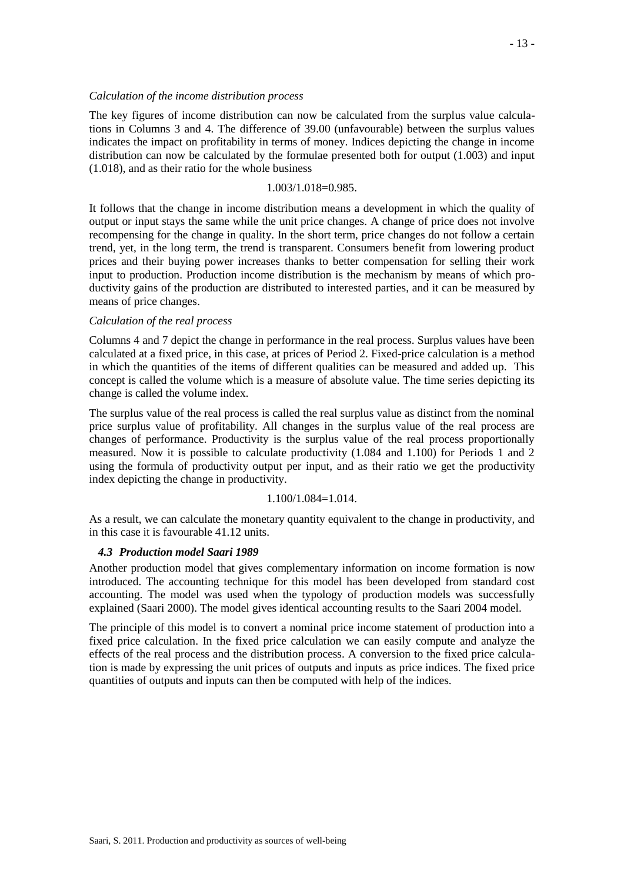*Calculation of the income distribution process*

The key figures of income distribution can now be calculated from the surplus value calculations in Columns 3 and 4. The difference of 39.00 (unfavourable) between the surplus values indicates the impact on profitability in terms of money. Indices depicting the change in income distribution can now be calculated by the formulae presented both for output (1.003) and input (1.018), and as their ratio for the whole business

$$1.003/1.018=0.985.$$

It follows that the change in income distribution means a development in which the quality of output or input stays the same while the unit price changes. A change of price does not involve recompensing for the change in quality. In the short term, price changes do not follow a certain trend, yet, in the long term, the trend is transparent. Consumers benefit from lowering product prices and their buying power increases thanks to better compensation for selling their work input to production. Production income distribution is the mechanism by means of which productivity gains of the production are distributed to interested parties, and it can be measured by means of price changes.

*Calculation of the real process*

Columns 4 and 7 depict the change in performance in the real process. Surplus values have been calculated at a fixed price, in this case, at prices of Period 2. Fixed-price calculation is a method in which the quantities of the items of different qualities can be measured and added up. This concept is called the volume which is a measure of absolute value. The time series depicting its change is called the volume index.

The surplus value of the real process is called the real surplus value as distinct from the nominal price surplus value of profitability. All changes in the surplus value of the real process are changes of performance. Productivity is the surplus value of the real process proportionally measured. Now it is possible to calculate productivity (1.084 and 1.100) for Periods 1 and 2 using the formula of productivity output per input, and as their ratio we get the productivity index depicting the change in productivity.

$$1.100/1.084=1.014.$$

As a result, we can calculate the monetary quantity equivalent to the change in productivity, and in this case it is favourable 41.12 units.

### *4.3 Production model Saari 1989*

Another production model that gives complementary information on income formation is now introduced. The accounting technique for this model has been developed from standard cost accounting. The model was used when the typology of production models was successfully explained (Saari 2000). The model gives identical accounting results to the Saari 2004 model.

The principle of this model is to convert a nominal price income statement of production into a fixed price calculation. In the fixed price calculation we can easily compute and analyze the effects of the real process and the distribution process. A conversion to the fixed price calculation is made by expressing the unit prices of outputs and inputs as price indices. The fixed price quantities of outputs and inputs can then be computed with help of the indices.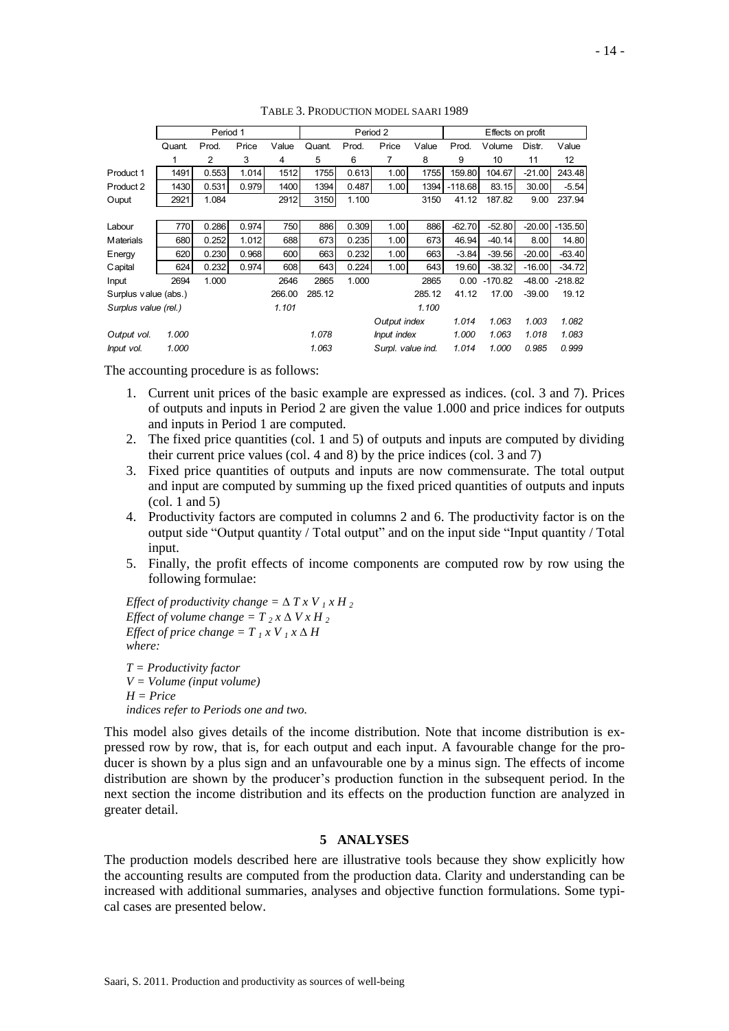TABLE 3. PRODUCTION MODEL SAARI 1989

| | Period 1 | | | | Period 2 | | | | Effects on profit | | | |
|---|---|---|---|---|---|---|---|---|---|---|---|---|
| | Quant. | Prod. | Price | Value | Quant. | Prod. | Price | Value | Prod. | Volume | Distr. | Value |
| | 1 | 2 | 3 | 4 | 5 | 6 | 7 | 8 | 9 | 10 | 11 | 12 |
| Product 1 | 1491 | 0.553 | 1.014 | 1512 | 1755 | 0.613 | 1.00 | 1755 | 159.80 | 104.67 | -21.00 | 243.48 |
| Product 2 | 1430 | 0.531 | 0.979 | 1400 | 1394 | 0.487 | 1.00 | 1394 | -118.68 | 83.15 | 30.00 | -5.54 |
| Ouput | 2921 | 1.084 | | 2912 | 3150 | 1.100 | | 3150 | 41.12 | 187.82 | 9.00 | 237.94 |
| | | | | | | | | | | | | |
| Labour | 770 | 0.286 | 0.974 | 750 | 886 | 0.309 | 1.00 | 886 | -62.70 | -52.80 | -20.00 | -135.50 |
| Materials | 680 | 0.252 | 1.012 | 688 | 673 | 0.235 | 1.00 | 673 | 46.94 | -40.14 | 8.00 | 14.80 |
| Energy | 620 | 0.230 | 0.968 | 600 | 663 | 0.232 | 1.00 | 663 | -3.84 | -39.56 | -20.00 | -63.40 |
| Capital | 624 | 0.232 | 0.974 | 608 | 643 | 0.224 | 1.00 | 643 | 19.60 | -38.32 | -16.00 | -34.72 |
| Input | 2694 | 1.000 | | 2646 | 2865 | 1.000 | | 2865 | 0.00 | -170.82 | -48.00 | -218.82 |
| Surplus value (abs.) | | | | 266.00 | 285.12 | | | 285.12 | 41.12 | 17.00 | -39.00 | 19.12 |
| *Surplus value (rel.)* | | | | *1.101* | | | | *1.100* | | | | |
| | | | | | | | *Output index* | | *1.014* | *1.063* | *1.003* | *1.082* |
| *Output vol.* | *1.000* | | | | *1.078* | | *Input index* | | *1.000* | *1.063* | *1.018* | *1.083* |
| *Input vol.* | *1.000* | | | | *1.063* | | *Surpl. value ind.* | | *1.014* | *1.000* | *0.985* | *0.999* |

The accounting procedure is as follows:

1. Current unit prices of the basic example are expressed as indices. (col. 3 and 7). Prices of outputs and inputs in Period 2 are given the value 1.000 and price indices for outputs and inputs in Period 1 are computed.
2. The fixed price quantities (col. 1 and 5) of outputs and inputs are computed by dividing their current price values (col. 4 and 8) by the price indices (col. 3 and 7)
3. Fixed price quantities of outputs and inputs are now commensurate. The total output and input are computed by summing up the fixed priced quantities of outputs and inputs (col. 1 and 5)
4. Productivity factors are computed in columns 2 and 6. The productivity factor is on the output side "Output quantity / Total output" and on the input side "Input quantity / Total input.
5. Finally, the profit effects of income components are computed row by row using the following formulae:

*Effect of productivity change* = $\Delta T \times V_1 \times H_2$
*Effect of volume change* = $T_2 \times \Delta V \times H_2$
*Effect of price change* = $T_1 \times V_1 \times \Delta H$
*where:*

*T = Productivity factor*
*V = Volume (input volume)*
*H = Price*
*indices refer to Periods one and two.*

This model also gives details of the income distribution. Note that income distribution is expressed row by row, that is, for each output and each input. A favourable change for the producer is shown by a plus sign and an unfavourable one by a minus sign. The effects of income distribution are shown by the producer's production function in the subsequent period. In the next section the income distribution and its effects on the production function are analyzed in greater detail.

## 5 ANALYSES

The production models described here are illustrative tools because they show explicitly how the accounting results are computed from the production data. Clarity and understanding can be increased with additional summaries, analyses and objective function formulations. Some typical cases are presented below.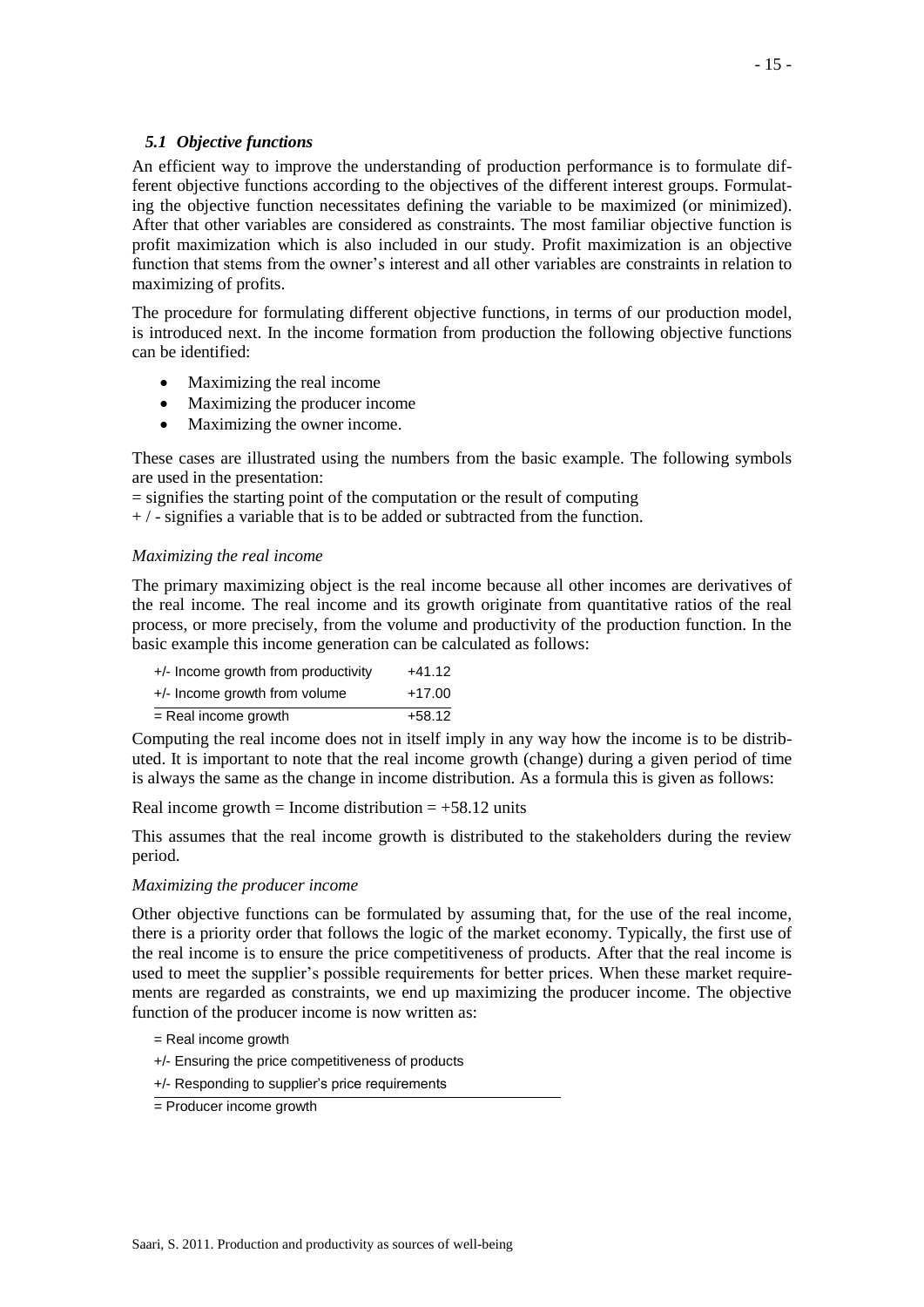### *5.1 Objective functions*

An efficient way to improve the understanding of production performance is to formulate different objective functions according to the objectives of the different interest groups. Formulating the objective function necessitates defining the variable to be maximized (or minimized). After that other variables are considered as constraints. The most familiar objective function is profit maximization which is also included in our study. Profit maximization is an objective function that stems from the owner's interest and all other variables are constraints in relation to maximizing of profits.

The procedure for formulating different objective functions, in terms of our production model, is introduced next. In the income formation from production the following objective functions can be identified:

- Maximizing the real income
- Maximizing the producer income
- Maximizing the owner income.

These cases are illustrated using the numbers from the basic example. The following symbols are used in the presentation:

= signifies the starting point of the computation or the result of computing

+ / - signifies a variable that is to be added or subtracted from the function.

*Maximizing the real income*

The primary maximizing object is the real income because all other incomes are derivatives of the real income. The real income and its growth originate from quantitative ratios of the real process, or more precisely, from the volume and productivity of the production function. In the basic example this income generation can be calculated as follows:

| | |
|---|---|
| +/- Income growth from productivity | +41.12 |
| +/- Income growth from volume | +17.00 |
| = Real income growth | +58.12 |

Computing the real income does not in itself imply in any way how the income is to be distributed. It is important to note that the real income growth (change) during a given period of time is always the same as the change in income distribution. As a formula this is given as follows:

Real income growth = Income distribution = +58.12 units

This assumes that the real income growth is distributed to the stakeholders during the review period.

*Maximizing the producer income*

Other objective functions can be formulated by assuming that, for the use of the real income, there is a priority order that follows the logic of the market economy. Typically, the first use of the real income is to ensure the price competitiveness of products. After that the real income is used to meet the supplier's possible requirements for better prices. When these market requirements are regarded as constraints, we end up maximizing the producer income. The objective function of the producer income is now written as:

= Real income growth

+/- Ensuring the price competitiveness of products

+/- Responding to supplier's price requirements

= Producer income growth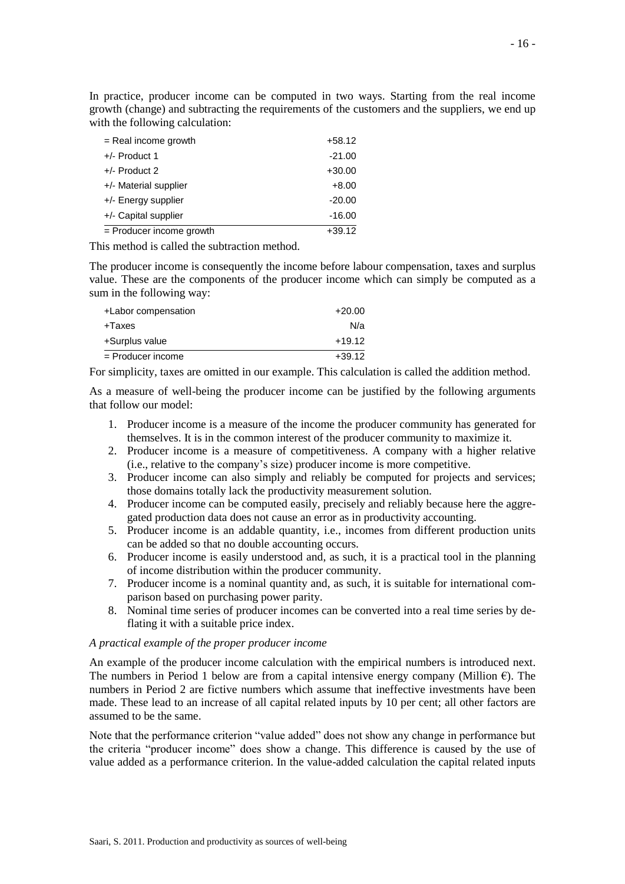In practice, producer income can be computed in two ways. Starting from the real income growth (change) and subtracting the requirements of the customers and the suppliers, we end up with the following calculation:

| | |
|---|---|
| = Real income growth | +58.12 |
| +/- Product 1 | -21.00 |
| +/- Product 2 | +30.00 |
| +/- Material supplier | +8.00 |
| +/- Energy supplier | -20.00 |
| +/- Capital supplier | -16.00 |
| = Producer income growth | +39.12 |

This method is called the subtraction method.

The producer income is consequently the income before labour compensation, taxes and surplus value. These are the components of the producer income which can simply be computed as a sum in the following way:

| | |
|---|---|
| +Labor compensation | +20.00 |
| +Taxes | N/a |
| +Surplus value | +19.12 |
| = Producer income | +39.12 |

For simplicity, taxes are omitted in our example. This calculation is called the addition method.

As a measure of well-being the producer income can be justified by the following arguments that follow our model:

1. Producer income is a measure of the income the producer community has generated for themselves. It is in the common interest of the producer community to maximize it.
2. Producer income is a measure of competitiveness. A company with a higher relative (i.e., relative to the company's size) producer income is more competitive.
3. Producer income can also simply and reliably be computed for projects and services; those domains totally lack the productivity measurement solution.
4. Producer income can be computed easily, precisely and reliably because here the aggregated production data does not cause an error as in productivity accounting.
5. Producer income is an addable quantity, i.e., incomes from different production units can be added so that no double accounting occurs.
6. Producer income is easily understood and, as such, it is a practical tool in the planning of income distribution within the producer community.
7. Producer income is a nominal quantity and, as such, it is suitable for international comparison based on purchasing power parity.
8. Nominal time series of producer incomes can be converted into a real time series by deflating it with a suitable price index.

*A practical example of the proper producer income*

An example of the producer income calculation with the empirical numbers is introduced next. The numbers in Period 1 below are from a capital intensive energy company (Million €). The numbers in Period 2 are fictive numbers which assume that ineffective investments have been made. These lead to an increase of all capital related inputs by 10 per cent; all other factors are assumed to be the same.

Note that the performance criterion "value added" does not show any change in performance but the criteria "producer income" does show a change. This difference is caused by the use of value added as a performance criterion. In the value-added calculation the capital related inputs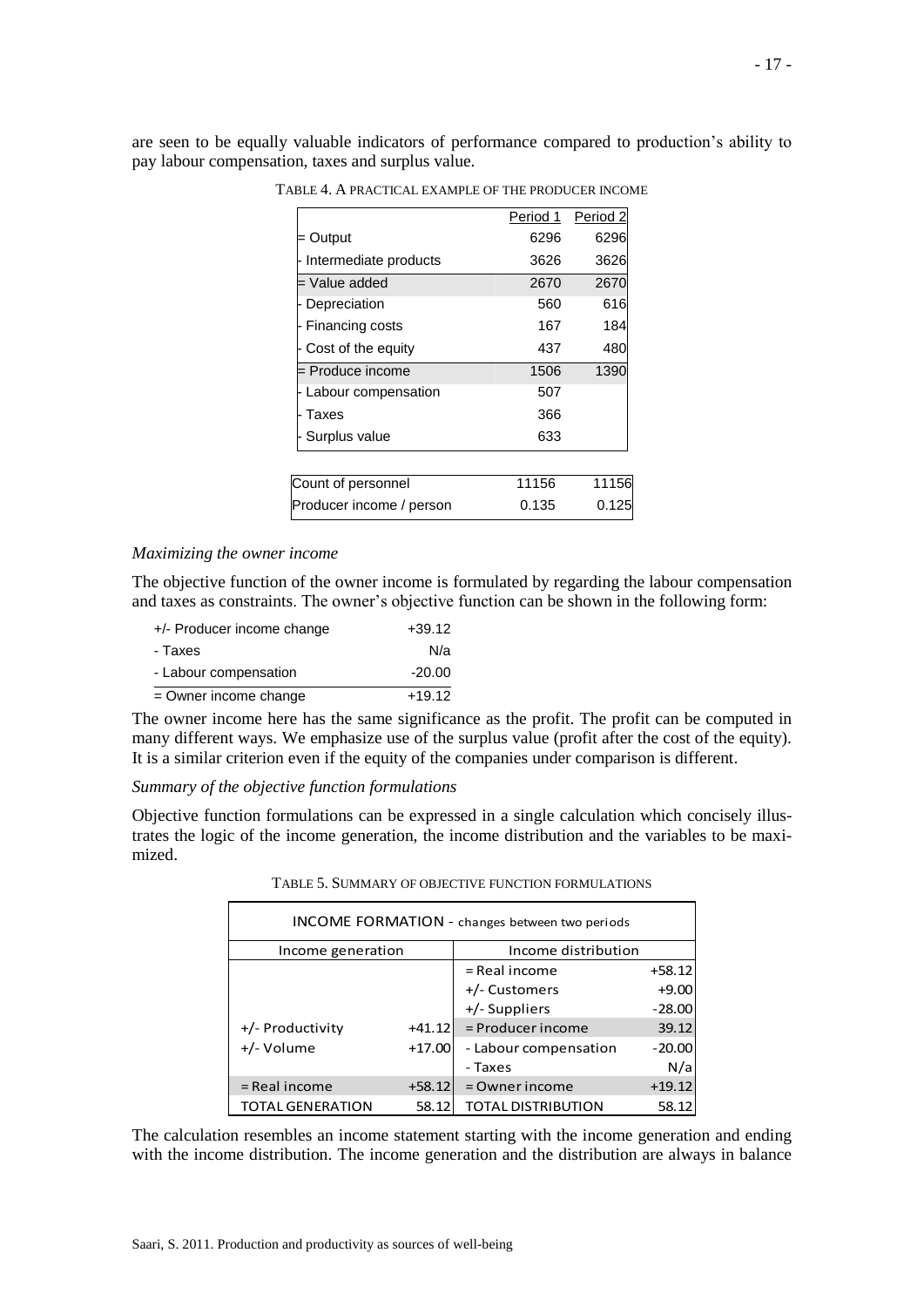are seen to be equally valuable indicators of performance compared to production's ability to pay labour compensation, taxes and surplus value.

TABLE 4. A PRACTICAL EXAMPLE OF THE PRODUCER INCOME

| | Period 1 | Period 2 |
|---|---|---|
| = Output | 6296 | 6296 |
| - Intermediate products | 3626 | 3626 |
| = Value added | 2670 | 2670 |
| - Depreciation | 560 | 616 |
| - Financing costs | 167 | 184 |
| - Cost of the equity | 437 | 480 |
| = Produce income | 1506 | 1390 |
| - Labour compensation | 507 | |
| - Taxes | 366 | |
| - Surplus value | 633 | |

| | | |
|---|---|---|
| Count of personnel | 11156 | 11156 |
| Producer income / person | 0.135 | 0.125 |

*Maximizing the owner income*

The objective function of the owner income is formulated by regarding the labour compensation and taxes as constraints. The owner's objective function can be shown in the following form:

| | |
|---|---|
| +/- Producer income change | +39.12 |
| - Taxes | N/a |
| - Labour compensation | -20.00 |
| = Owner income change | +19.12 |

The owner income here has the same significance as the profit. The profit can be computed in many different ways. We emphasize use of the surplus value (profit after the cost of the equity). It is a similar criterion even if the equity of the companies under comparison is different.

*Summary of the objective function formulations*

Objective function formulations can be expressed in a single calculation which concisely illustrates the logic of the income generation, the income distribution and the variables to be maximized.

TABLE 5. SUMMARY OF OBJECTIVE FUNCTION FORMULATIONS

| INCOME FORMATION - changes between two periods | | | |
|---|---|---|---|
| Income generation | | Income distribution | |
| | | = Real income | +58.12 |
| | | +/- Customers | +9.00 |
| | | +/- Suppliers | -28.00 |
| +/- Productivity | +41.12 | = Producer income | 39.12 |
| +/- Volume | +17.00 | - Labour compensation | -20.00 |
| | | - Taxes | N/a |
| = Real income | +58.12 | = Owner income | +19.12 |
| TOTAL GENERATION | 58.12 | TOTAL DISTRIBUTION | 58.12 |

The calculation resembles an income statement starting with the income generation and ending with the income distribution. The income generation and the distribution are always in balance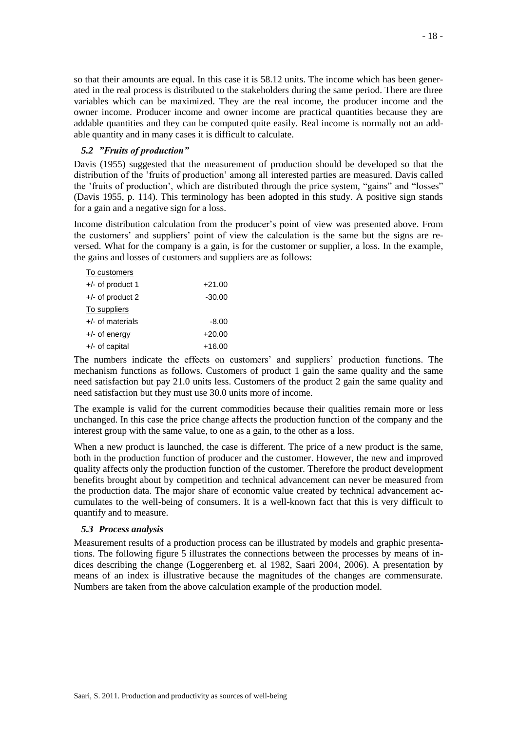so that their amounts are equal. In this case it is 58.12 units. The income which has been generated in the real process is distributed to the stakeholders during the same period. There are three variables which can be maximized. They are the real income, the producer income and the owner income. Producer income and owner income are practical quantities because they are addable quantities and they can be computed quite easily. Real income is normally not an addable quantity and in many cases it is difficult to calculate.

### *5.2 "Fruits of production"*

Davis (1955) suggested that the measurement of production should be developed so that the distribution of the 'fruits of production' among all interested parties are measured. Davis called the 'fruits of production', which are distributed through the price system, "gains" and "losses" (Davis 1955, p. 114). This terminology has been adopted in this study. A positive sign stands for a gain and a negative sign for a loss.

Income distribution calculation from the producer's point of view was presented above. From the customers' and suppliers' point of view the calculation is the same but the signs are reversed. What for the company is a gain, is for the customer or supplier, a loss. In the example, the gains and losses of customers and suppliers are as follows:

| To customers | |
|---|---|
| +/- of product 1 | +21.00 |
| +/- of product 2 | -30.00 |
| To suppliers | |
| +/- of materials | -8.00 |
| +/- of energy | +20.00 |
| +/- of capital | +16.00 |

The numbers indicate the effects on customers' and suppliers' production functions. The mechanism functions as follows. Customers of product 1 gain the same quality and the same need satisfaction but pay 21.0 units less. Customers of the product 2 gain the same quality and need satisfaction but they must use 30.0 units more of income.

The example is valid for the current commodities because their qualities remain more or less unchanged. In this case the price change affects the production function of the company and the interest group with the same value, to one as a gain, to the other as a loss.

When a new product is launched, the case is different. The price of a new product is the same, both in the production function of producer and the customer. However, the new and improved quality affects only the production function of the customer. Therefore the product development benefits brought about by competition and technical advancement can never be measured from the production data. The major share of economic value created by technical advancement accumulates to the well-being of consumers. It is a well-known fact that this is very difficult to quantify and to measure.

### *5.3 Process analysis*

Measurement results of a production process can be illustrated by models and graphic presentations. The following figure 5 illustrates the connections between the processes by means of indices describing the change (Loggerenberg et. al 1982, Saari 2004, 2006). A presentation by means of an index is illustrative because the magnitudes of the changes are commensurate. Numbers are taken from the above calculation example of the production model.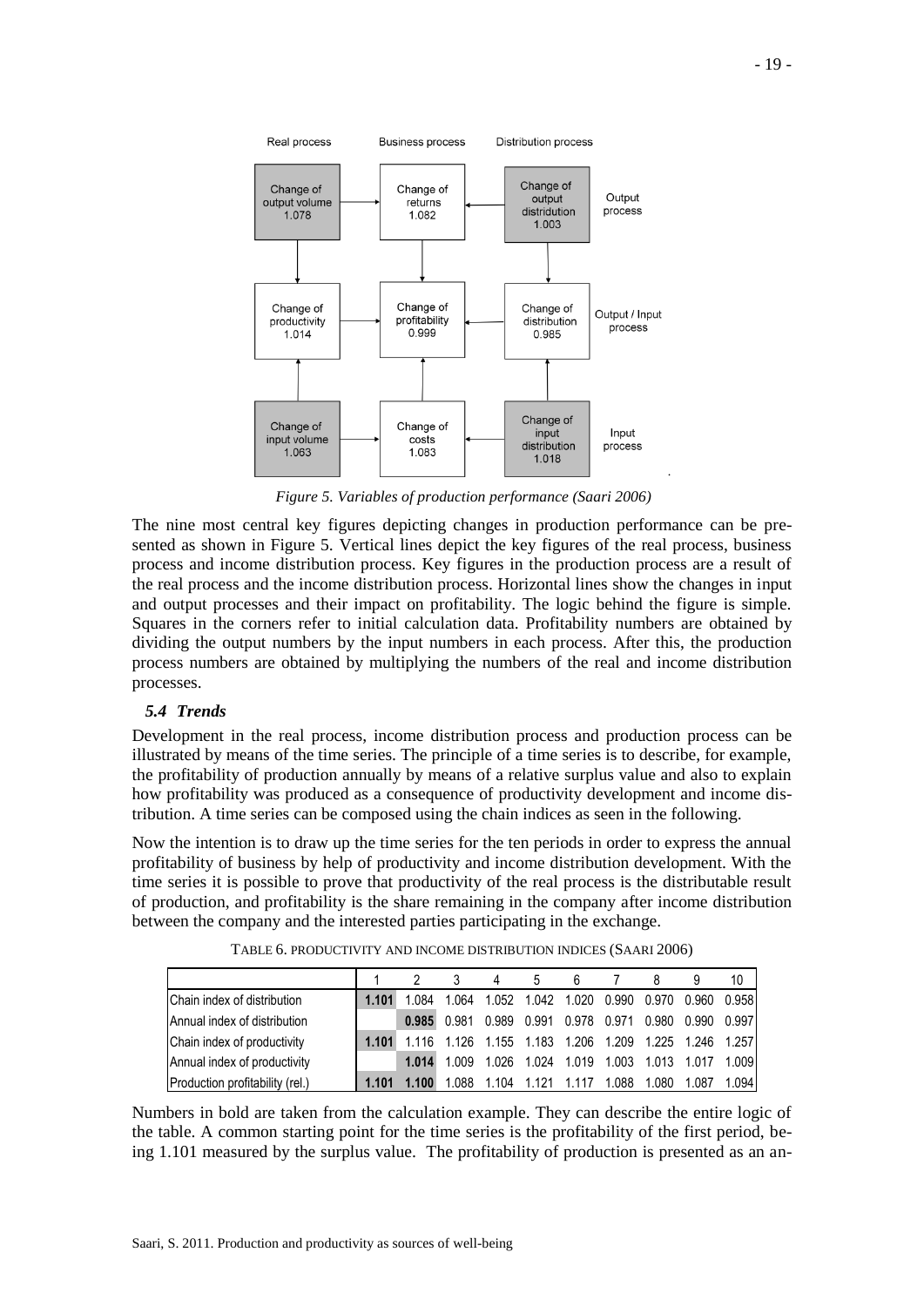Real process | Business process | Distribution process

| Change of output volume 1.078 | Change of returns 1.082 | Change of output distridution 1.003 | Output process |
|---|---|---|---|
| Change of productivity 1.014 | Change of profitability 0.999 | Change of distribution 0.985 | Output / Input process |
| Change of input volume 1.063 | Change of costs 1.083 | Change of input distribution 1.018 | Input process |

*Figure 5. Variables of production performance (Saari 2006)*

The nine most central key figures depicting changes in production performance can be presented as shown in Figure 5. Vertical lines depict the key figures of the real process, business process and income distribution process. Key figures in the production process are a result of the real process and the income distribution process. Horizontal lines show the changes in input and output processes and their impact on profitability. The logic behind the figure is simple. Squares in the corners refer to initial calculation data. Profitability numbers are obtained by dividing the output numbers by the input numbers in each process. After this, the production process numbers are obtained by multiplying the numbers of the real and income distribution processes.

### *5.4 Trends*

Development in the real process, income distribution process and production process can be illustrated by means of the time series. The principle of a time series is to describe, for example, the profitability of production annually by means of a relative surplus value and also to explain how profitability was produced as a consequence of productivity development and income distribution. A time series can be composed using the chain indices as seen in the following.

Now the intention is to draw up the time series for the ten periods in order to express the annual profitability of business by help of productivity and income distribution development. With the time series it is possible to prove that productivity of the real process is the distributable result of production, and profitability is the share remaining in the company after income distribution between the company and the interested parties participating in the exchange.

TABLE 6. PRODUCTIVITY AND INCOME DISTRIBUTION INDICES (SAARI 2006)

| | 1 | 2 | 3 | 4 | 5 | 6 | 7 | 8 | 9 | 10 |
|---|---|---|---|---|---|---|---|---|---|---|
| Chain index of distribution | **1.101** | 1.084 | 1.064 | 1.052 | 1.042 | 1.020 | 0.990 | 0.970 | 0.960 | 0.958 |
| Annual index of distribution | | **0.985** | 0.981 | 0.989 | 0.991 | 0.978 | 0.971 | 0.980 | 0.990 | 0.997 |
| Chain index of productivity | **1.101** | 1.116 | 1.126 | 1.155 | 1.183 | 1.206 | 1.209 | 1.225 | 1.246 | 1.257 |
| Annual index of productivity | | **1.014** | 1.009 | 1.026 | 1.024 | 1.019 | 1.003 | 1.013 | 1.017 | 1.009 |
| Production profitability (rel.) | **1.101** | **1.100** | 1.088 | 1.104 | 1.121 | 1.117 | 1.088 | 1.080 | 1.087 | 1.094 |

Numbers in bold are taken from the calculation example. They can describe the entire logic of the table. A common starting point for the time series is the profitability of the first period, being 1.101 measured by the surplus value. The profitability of production is presented as an an-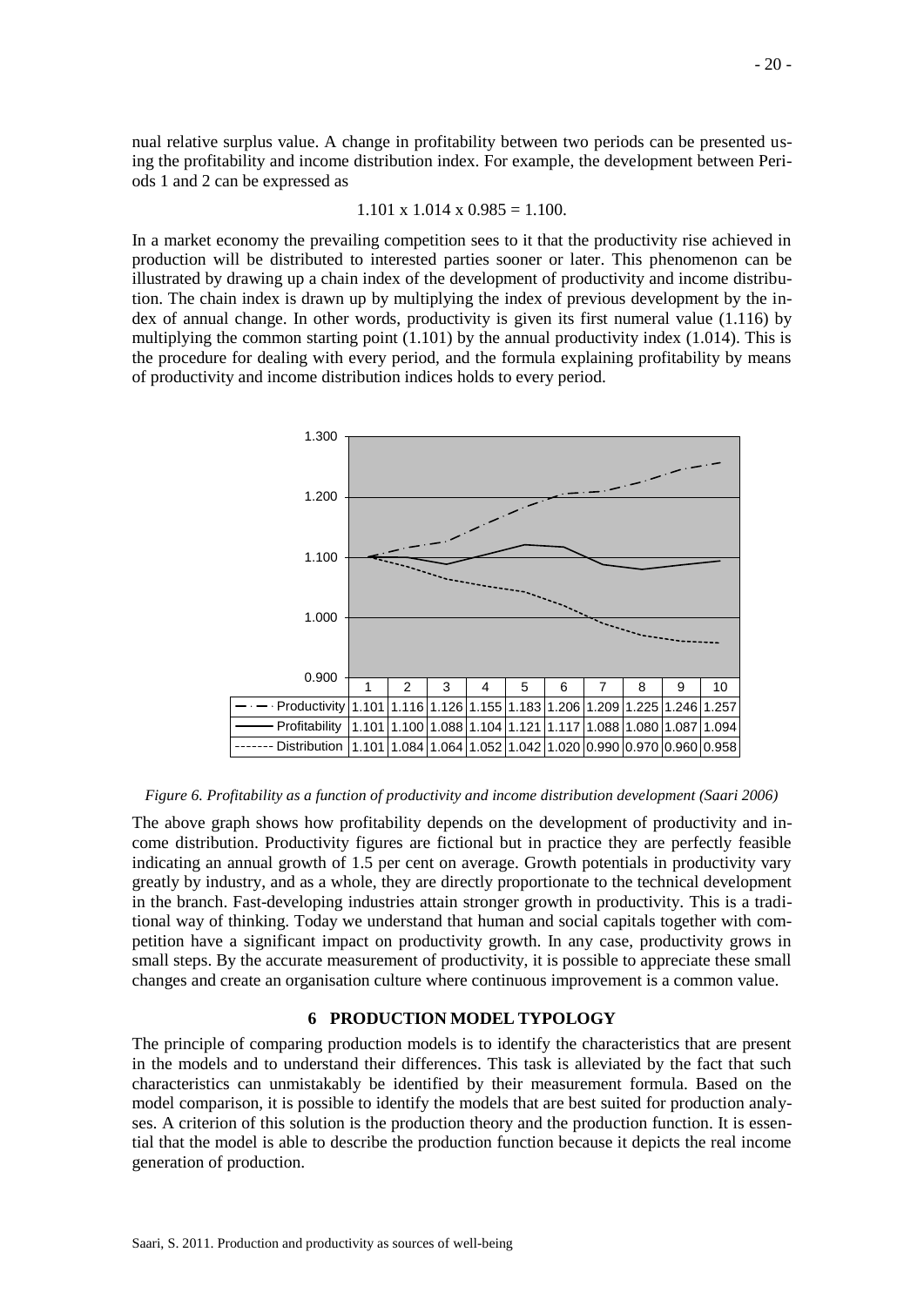nual relative surplus value. A change in profitability between two periods can be presented using the profitability and income distribution index. For example, the development between Periods 1 and 2 can be expressed as

$$1.101 \times 1.014 \times 0.985 = 1.100.$$

In a market economy the prevailing competition sees to it that the productivity rise achieved in production will be distributed to interested parties sooner or later. This phenomenon can be illustrated by drawing up a chain index of the development of productivity and income distribution. The chain index is drawn up by multiplying the index of previous development by the index of annual change. In other words, productivity is given its first numeral value (1.116) by multiplying the common starting point (1.101) by the annual productivity index (1.014). This is the procedure for dealing with every period, and the formula explaining profitability by means of productivity and income distribution indices holds to every period.

| | 1 | 2 | 3 | 4 | 5 | 6 | 7 | 8 | 9 | 10 |
|---|---|---|---|---|---|---|---|---|---|---|
| Productivity | 1.101 | 1.116 | 1.126 | 1.155 | 1.183 | 1.206 | 1.209 | 1.225 | 1.246 | 1.257 |
| Profitability | 1.101 | 1.100 | 1.088 | 1.104 | 1.121 | 1.117 | 1.088 | 1.080 | 1.087 | 1.094 |
| Distribution | 1.101 | 1.084 | 1.064 | 1.052 | 1.042 | 1.020 | 0.990 | 0.970 | 0.960 | 0.958 |

*Figure 6. Profitability as a function of productivity and income distribution development (Saari 2006)*

The above graph shows how profitability depends on the development of productivity and income distribution. Productivity figures are fictional but in practice they are perfectly feasible indicating an annual growth of 1.5 per cent on average. Growth potentials in productivity vary greatly by industry, and as a whole, they are directly proportionate to the technical development in the branch. Fast-developing industries attain stronger growth in productivity. This is a traditional way of thinking. Today we understand that human and social capitals together with competition have a significant impact on productivity growth. In any case, productivity grows in small steps. By the accurate measurement of productivity, it is possible to appreciate these small changes and create an organisation culture where continuous improvement is a common value.

## 6 PRODUCTION MODEL TYPOLOGY

The principle of comparing production models is to identify the characteristics that are present in the models and to understand their differences. This task is alleviated by the fact that such characteristics can unmistakably be identified by their measurement formula. Based on the model comparison, it is possible to identify the models that are best suited for production analyses. A criterion of this solution is the production theory and the production function. It is essential that the model is able to describe the production function because it depicts the real income generation of production.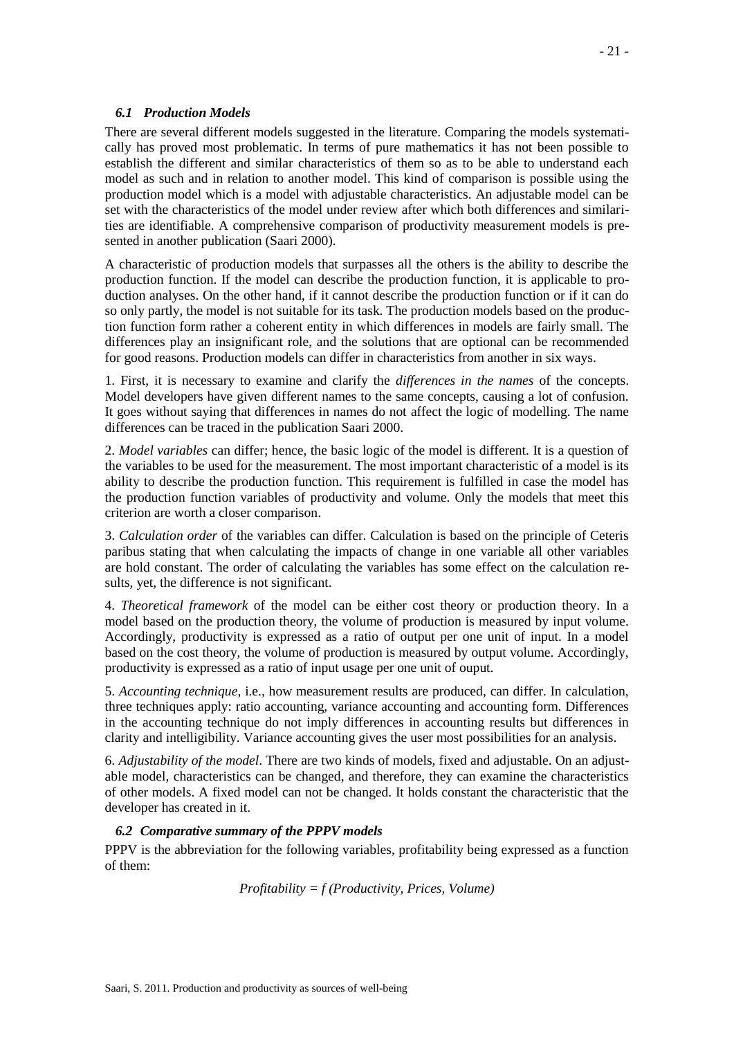### *6.1 Production Models*

There are several different models suggested in the literature. Comparing the models systematically has proved most problematic. In terms of pure mathematics it has not been possible to establish the different and similar characteristics of them so as to be able to understand each model as such and in relation to another model. This kind of comparison is possible using the production model which is a model with adjustable characteristics. An adjustable model can be set with the characteristics of the model under review after which both differences and similarities are identifiable. A comprehensive comparison of productivity measurement models is presented in another publication (Saari 2000).

A characteristic of production models that surpasses all the others is the ability to describe the production function. If the model can describe the production function, it is applicable to production analyses. On the other hand, if it cannot describe the production function or if it can do so only partly, the model is not suitable for its task. The production models based on the production function form rather a coherent entity in which differences in models are fairly small. The differences play an insignificant role, and the solutions that are optional can be recommended for good reasons. Production models can differ in characteristics from another in six ways.

1. First, it is necessary to examine and clarify the *differences in the names* of the concepts. Model developers have given different names to the same concepts, causing a lot of confusion. It goes without saying that differences in names do not affect the logic of modelling. The name differences can be traced in the publication Saari 2000.

2. *Model variables* can differ; hence, the basic logic of the model is different. It is a question of the variables to be used for the measurement. The most important characteristic of a model is its ability to describe the production function. This requirement is fulfilled in case the model has the production function variables of productivity and volume. Only the models that meet this criterion are worth a closer comparison.

3. *Calculation order* of the variables can differ. Calculation is based on the principle of Ceteris paribus stating that when calculating the impacts of change in one variable all other variables are hold constant. The order of calculating the variables has some effect on the calculation results, yet, the difference is not significant.

4. *Theoretical framework* of the model can be either cost theory or production theory. In a model based on the production theory, the volume of production is measured by input volume. Accordingly, productivity is expressed as a ratio of output per one unit of input. In a model based on the cost theory, the volume of production is measured by output volume. Accordingly, productivity is expressed as a ratio of input usage per one unit of ouput.

5. *Accounting technique*, i.e., how measurement results are produced, can differ. In calculation, three techniques apply: ratio accounting, variance accounting and accounting form. Differences in the accounting technique do not imply differences in accounting results but differences in clarity and intelligibility. Variance accounting gives the user most possibilities for an analysis.

6. *Adjustability of the model*. There are two kinds of models, fixed and adjustable. On an adjustable model, characteristics can be changed, and therefore, they can examine the characteristics of other models. A fixed model can not be changed. It holds constant the characteristic that the developer has created in it.

### *6.2 Comparative summary of the PPPV models*

PPPV is the abbreviation for the following variables, profitability being expressed as a function of them:

*Profitability = f (Productivity, Prices, Volume)*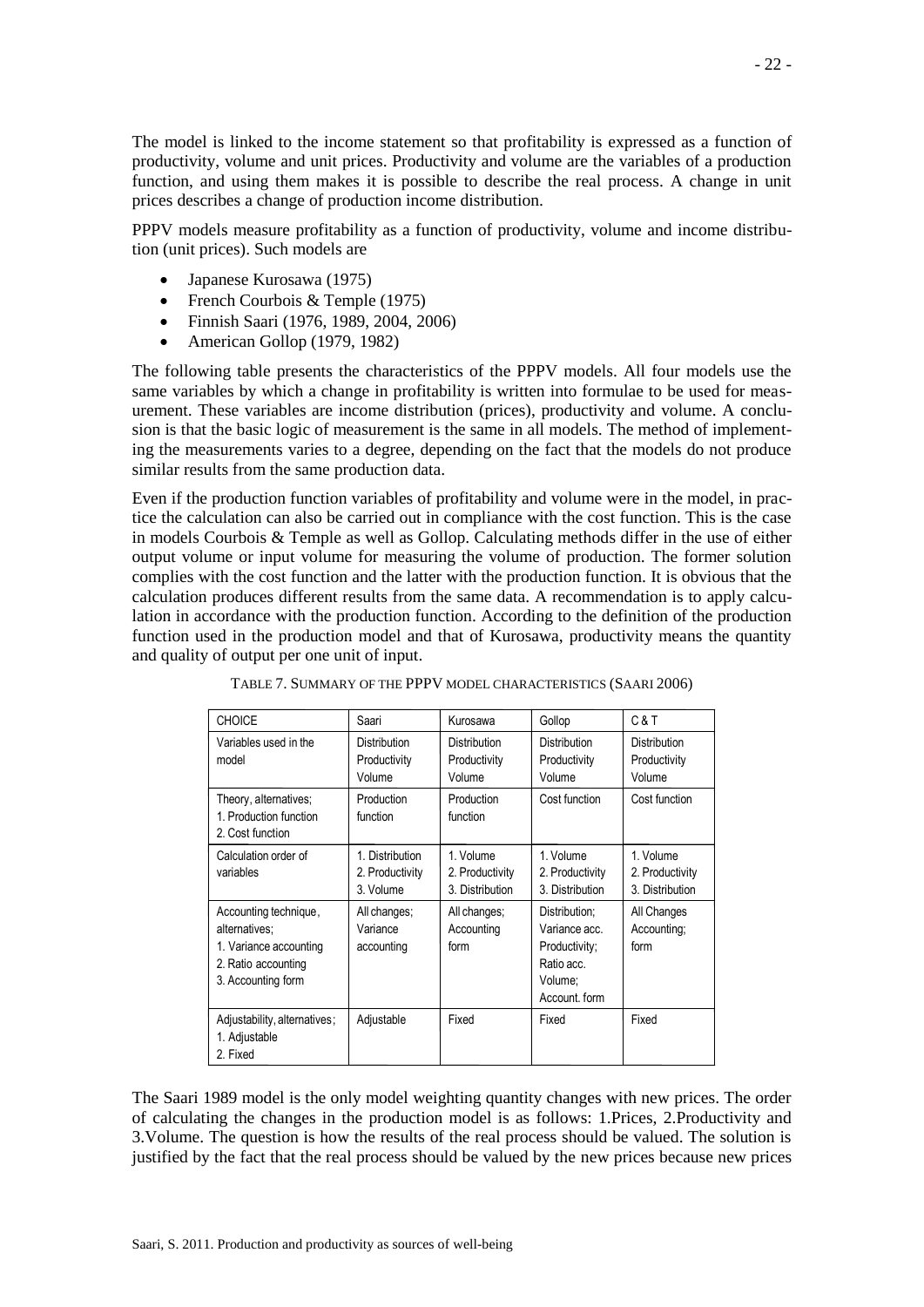The model is linked to the income statement so that profitability is expressed as a function of productivity, volume and unit prices. Productivity and volume are the variables of a production function, and using them makes it is possible to describe the real process. A change in unit prices describes a change of production income distribution.

PPPV models measure profitability as a function of productivity, volume and income distribution (unit prices). Such models are

- Japanese Kurosawa (1975)
- French Courbois & Temple (1975)
- Finnish Saari (1976, 1989, 2004, 2006)
- American Gollop (1979, 1982)

The following table presents the characteristics of the PPPV models. All four models use the same variables by which a change in profitability is written into formulae to be used for measurement. These variables are income distribution (prices), productivity and volume. A conclusion is that the basic logic of measurement is the same in all models. The method of implementing the measurements varies to a degree, depending on the fact that the models do not produce similar results from the same production data.

Even if the production function variables of profitability and volume were in the model, in practice the calculation can also be carried out in compliance with the cost function. This is the case in models Courbois & Temple as well as Gollop. Calculating methods differ in the use of either output volume or input volume for measuring the volume of production. The former solution complies with the cost function and the latter with the production function. It is obvious that the calculation produces different results from the same data. A recommendation is to apply calculation in accordance with the production function. According to the definition of the production function used in the production model and that of Kurosawa, productivity means the quantity and quality of output per one unit of input.

TABLE 7. SUMMARY OF THE PPPV MODEL CHARACTERISTICS (SAARI 2006)

| CHOICE | Saari | Kurosawa | Gollop | C & T |
|---|---|---|---|---|
| Variables used in the model | Distribution Productivity Volume | Distribution Productivity Volume | Distribution Productivity Volume | Distribution Productivity Volume |
| Theory, alternatives; 1. Production function 2. Cost function | Production function | Production function | Cost function | Cost function |
| Calculation order of variables | 1. Distribution 2. Productivity 3. Volume | 1. Volume 2. Productivity 3. Distribution | 1. Volume 2. Productivity 3. Distribution | 1. Volume 2. Productivity 3. Distribution |
| Accounting technique, alternatives; 1. Variance accounting 2. Ratio accounting 3. Accounting form | All changes; Variance accounting | All changes; Accounting form | Distribution; Variance acc. Productivity; Ratio acc. Volume; Account. form | All Changes Accounting; form |
| Adjustability, alternatives; 1. Adjustable 2. Fixed | Adjustable | Fixed | Fixed | Fixed |

The Saari 1989 model is the only model weighting quantity changes with new prices. The order of calculating the changes in the production model is as follows: 1.Prices, 2.Productivity and 3.Volume. The question is how the results of the real process should be valued. The solution is justified by the fact that the real process should be valued by the new prices because new prices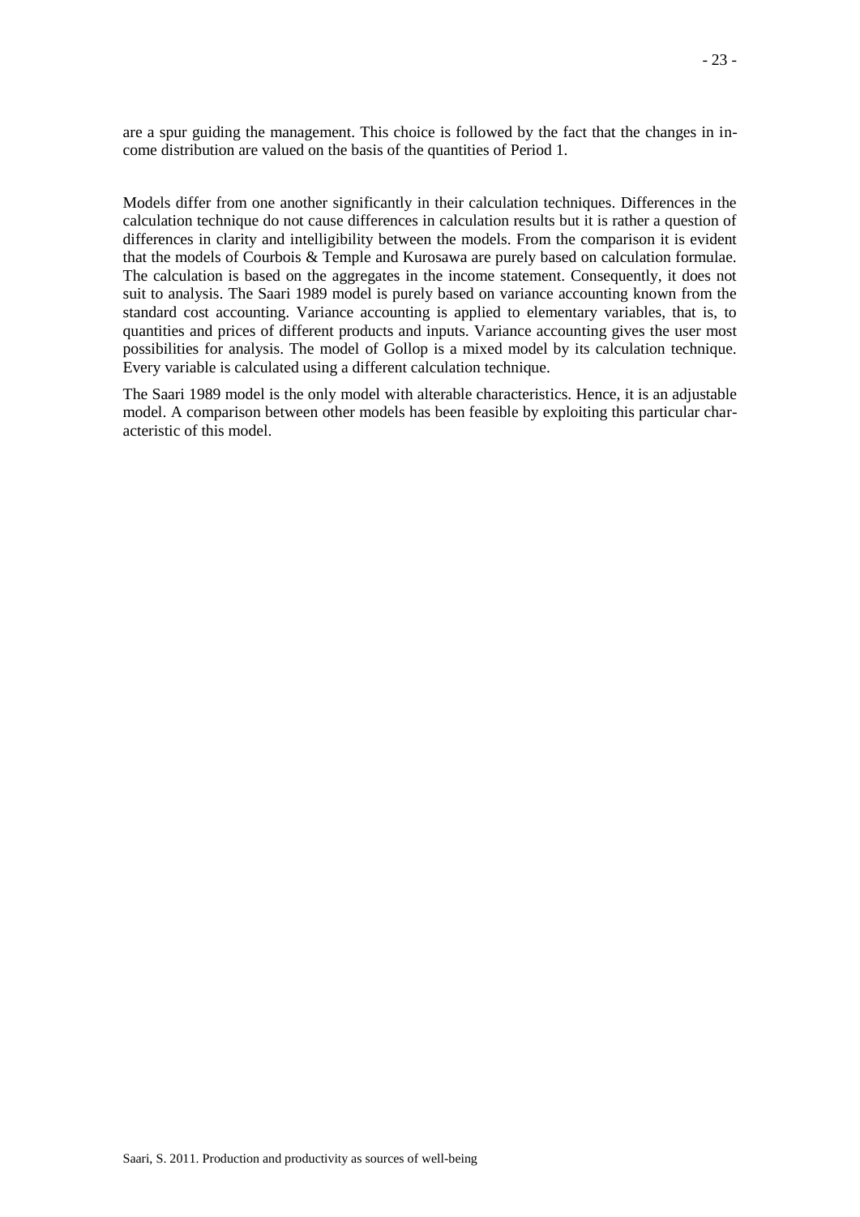are a spur guiding the management. This choice is followed by the fact that the changes in income distribution are valued on the basis of the quantities of Period 1.

Models differ from one another significantly in their calculation techniques. Differences in the calculation technique do not cause differences in calculation results but it is rather a question of differences in clarity and intelligibility between the models. From the comparison it is evident that the models of Courbois & Temple and Kurosawa are purely based on calculation formulae. The calculation is based on the aggregates in the income statement. Consequently, it does not suit to analysis. The Saari 1989 model is purely based on variance accounting known from the standard cost accounting. Variance accounting is applied to elementary variables, that is, to quantities and prices of different products and inputs. Variance accounting gives the user most possibilities for analysis. The model of Gollop is a mixed model by its calculation technique. Every variable is calculated using a different calculation technique.

The Saari 1989 model is the only model with alterable characteristics. Hence, it is an adjustable model. A comparison between other models has been feasible by exploiting this particular characteristic of this model.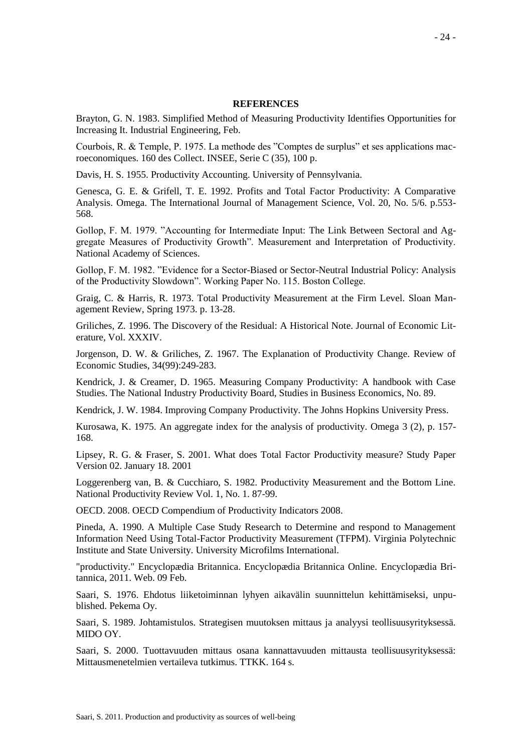## REFERENCES

Brayton, G. N. 1983. Simplified Method of Measuring Productivity Identifies Opportunities for Increasing It. Industrial Engineering, Feb.

Courbois, R. & Temple, P. 1975. La methode des "Comptes de surplus" et ses applications macroeconomiques. 160 des Collect. INSEE, Serie C (35), 100 p.

Davis, H. S. 1955. Productivity Accounting. University of Pennsylvania.

Genesca, G. E. & Grifell, T. E. 1992. Profits and Total Factor Productivity: A Comparative Analysis. Omega. The International Journal of Management Science, Vol. 20, No. 5/6. p.553-568.

Gollop, F. M. 1979. "Accounting for Intermediate Input: The Link Between Sectoral and Aggregate Measures of Productivity Growth". Measurement and Interpretation of Productivity. National Academy of Sciences.

Gollop, F. M. 1982. "Evidence for a Sector-Biased or Sector-Neutral Industrial Policy: Analysis of the Productivity Slowdown". Working Paper No. 115. Boston College.

Graig, C. & Harris, R. 1973. Total Productivity Measurement at the Firm Level. Sloan Management Review, Spring 1973. p. 13-28.

Griliches, Z. 1996. The Discovery of the Residual: A Historical Note. Journal of Economic Literature, Vol. XXXIV.

Jorgenson, D. W. & Griliches, Z. 1967. The Explanation of Productivity Change. Review of Economic Studies, 34(99):249-283.

Kendrick, J. & Creamer, D. 1965. Measuring Company Productivity: A handbook with Case Studies. The National Industry Productivity Board, Studies in Business Economics, No. 89.

Kendrick, J. W. 1984. Improving Company Productivity. The Johns Hopkins University Press.

Kurosawa, K. 1975. An aggregate index for the analysis of productivity. Omega 3 (2), p. 157-168.

Lipsey, R. G. & Fraser, S. 2001. What does Total Factor Productivity measure? Study Paper Version 02. January 18. 2001

Loggerenberg van, B. & Cucchiaro, S. 1982. Productivity Measurement and the Bottom Line. National Productivity Review Vol. 1, No. 1. 87-99.

OECD. 2008. OECD Compendium of Productivity Indicators 2008.

Pineda, A. 1990. A Multiple Case Study Research to Determine and respond to Management Information Need Using Total-Factor Productivity Measurement (TFPM). Virginia Polytechnic Institute and State University. University Microfilms International.

"productivity." Encyclopædia Britannica. Encyclopædia Britannica Online. Encyclopædia Britannica, 2011. Web. 09 Feb.

Saari, S. 1976. Ehdotus liiketoiminnan lyhyen aikavälin suunnittelun kehittämiseksi, unpublished. Pekema Oy.

Saari, S. 1989. Johtamistulos. Strategisen muutoksen mittaus ja analyysi teollisuusyrityksessä. MIDO OY.

Saari, S. 2000. Tuottavuuden mittaus osana kannattavuuden mittausta teollisuusyrityksessä: Mittausmenetelmien vertaileva tutkimus. TTKK. 164 s.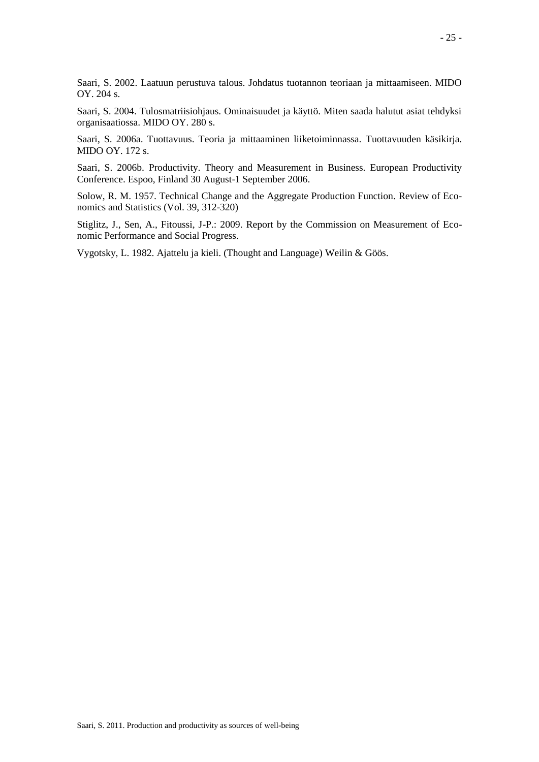Saari, S. 2002. Laatuun perustuva talous. Johdatus tuotannon teoriaan ja mittaamiseen. MIDO OY. 204 s.

Saari, S. 2004. Tulosmatriisiohjaus. Ominaisuudet ja käyttö. Miten saada halutut asiat tehdyksi organisaatiossa. MIDO OY. 280 s.

Saari, S. 2006a. Tuottavuus. Teoria ja mittaaminen liiketoiminnassa. Tuottavuuden käsikirja. MIDO OY. 172 s.

Saari, S. 2006b. Productivity. Theory and Measurement in Business. European Productivity Conference. Espoo, Finland 30 August-1 September 2006.

Solow, R. M. 1957. Technical Change and the Aggregate Production Function. Review of Economics and Statistics (Vol. 39, 312-320)

Stiglitz, J., Sen, A., Fitoussi, J-P.: 2009. Report by the Commission on Measurement of Economic Performance and Social Progress.

Vygotsky, L. 1982. Ajattelu ja kieli. (Thought and Language) Weilin & Göös.